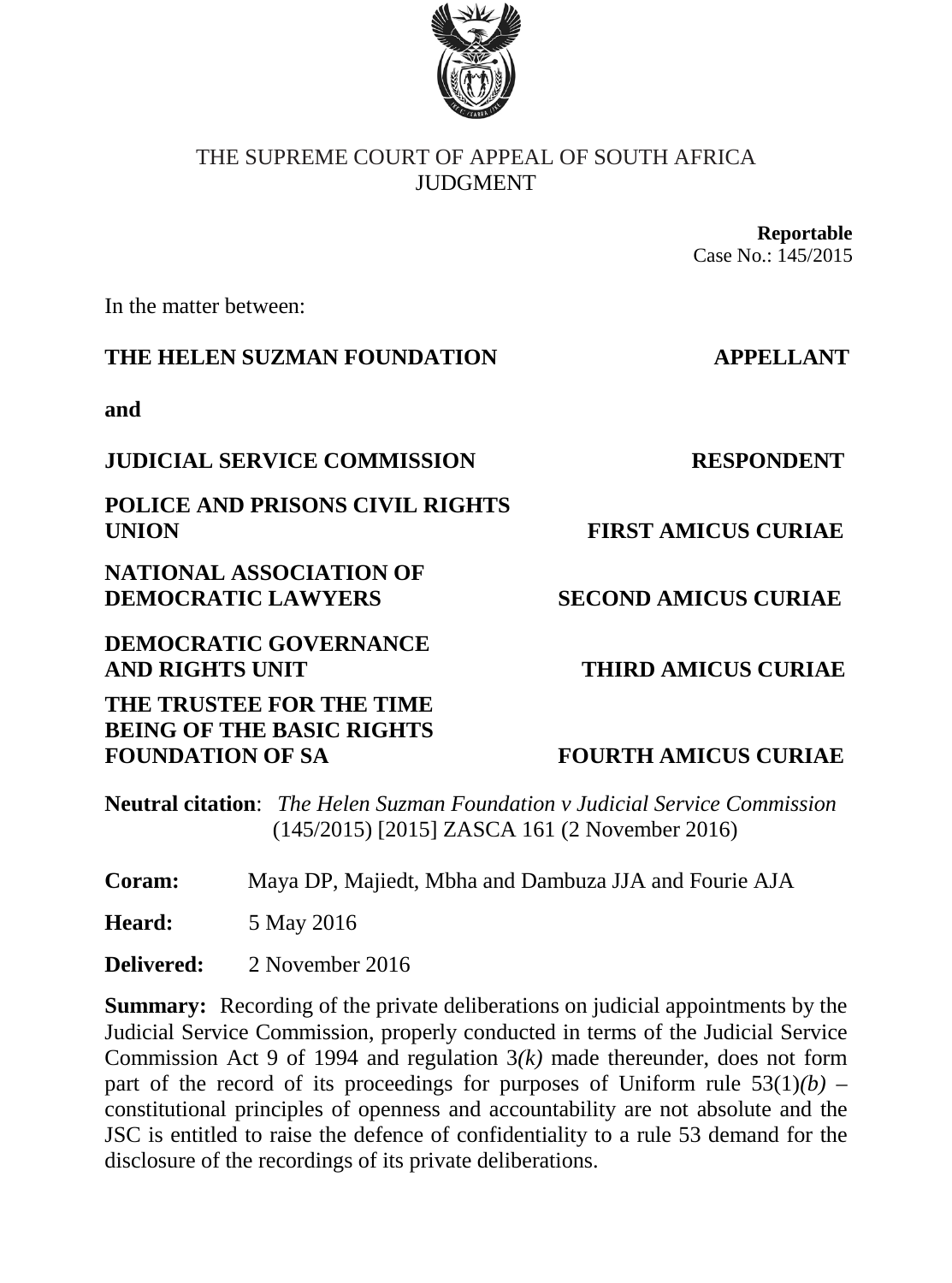THE SUPREME COURT OF APPEAL OF SOUTH AFRICA
JUDGMENT

**Reportable**
Case No.: 145/2015

In the matter between:

| | |
|---|---|
| **THE HELEN SUZMAN FOUNDATION** | **APPELLANT** |
| **and** | |
| **JUDICIAL SERVICE COMMISSION** | **RESPONDENT** |
| **POLICE AND PRISONS CIVIL RIGHTS UNION** | **FIRST AMICUS CURIAE** |
| **NATIONAL ASSOCIATION OF DEMOCRATIC LAWYERS** | **SECOND AMICUS CURIAE** |
| **DEMOCRATIC GOVERNANCE AND RIGHTS UNIT** | **THIRD AMICUS CURIAE** |
| **THE TRUSTEE FOR THE TIME BEING OF THE BASIC RIGHTS FOUNDATION OF SA** | **FOURTH AMICUS CURIAE** |

**Neutral citation**: *The Helen Suzman Foundation v Judicial Service Commission* (145/2015) [2015] ZASCA 161 (2 November 2016)

**Coram:** Maya DP, Majiedt, Mbha and Dambuza JJA and Fourie AJA

**Heard:** 5 May 2016

**Delivered:** 2 November 2016

**Summary:** Recording of the private deliberations on judicial appointments by the Judicial Service Commission, properly conducted in terms of the Judicial Service Commission Act 9 of 1994 and regulation 3*(k)* made thereunder, does not form part of the record of its proceedings for purposes of Uniform rule 53(1)*(b)* – constitutional principles of openness and accountability are not absolute and the JSC is entitled to raise the defence of confidentiality to a rule 53 demand for the disclosure of the recordings of its private deliberations.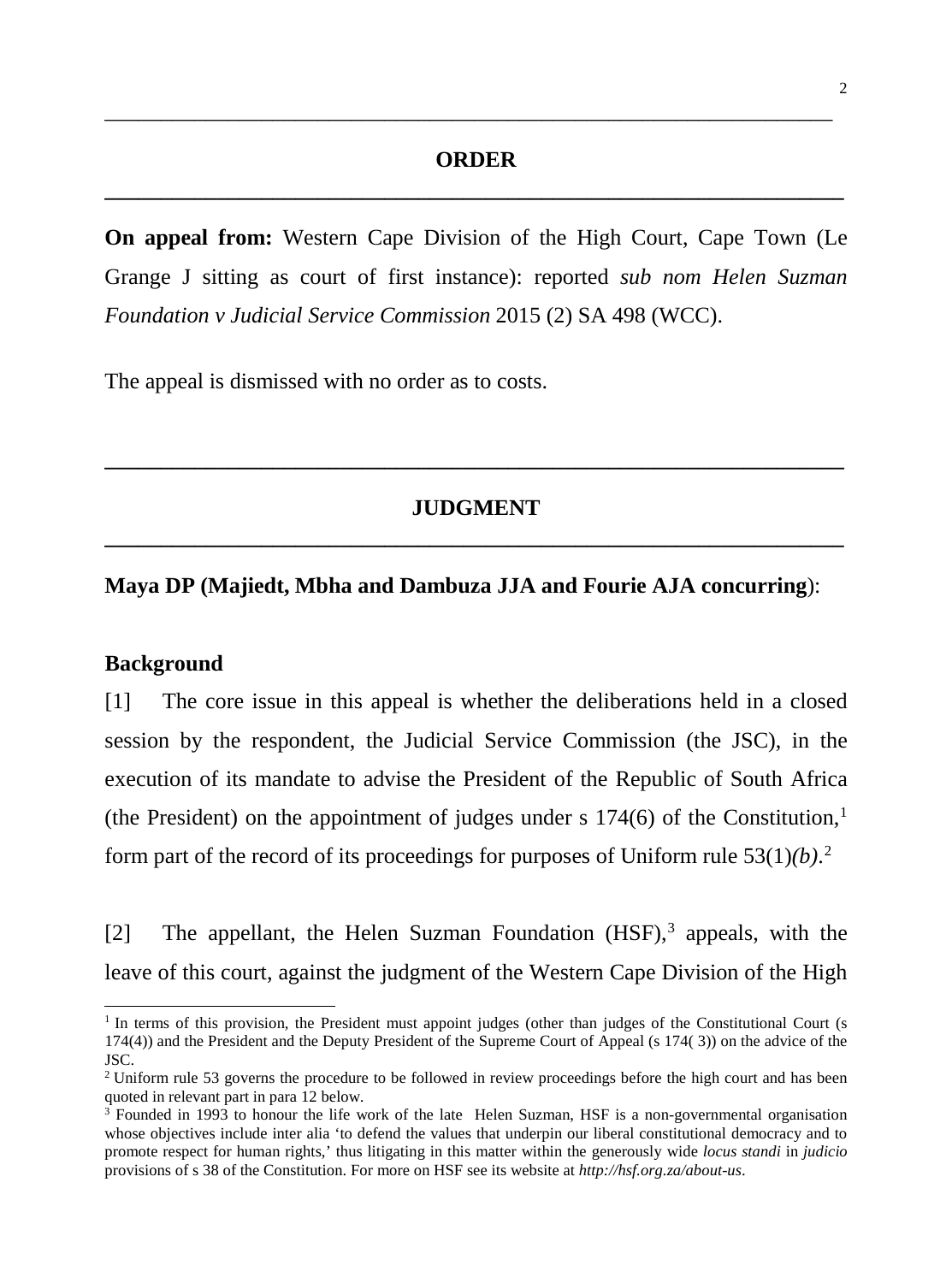## ORDER

**On appeal from:** Western Cape Division of the High Court, Cape Town (Le Grange J sitting as court of first instance): reported *sub nom Helen Suzman Foundation v Judicial Service Commission* 2015 (2) SA 498 (WCC).

The appeal is dismissed with no order as to costs.

## JUDGMENT

**Maya DP (Majiedt, Mbha and Dambuza JJA and Fourie AJA concurring)**:

### Background

[1] The core issue in this appeal is whether the deliberations held in a closed session by the respondent, the Judicial Service Commission (the JSC), in the execution of its mandate to advise the President of the Republic of South Africa (the President) on the appointment of judges under s 174(6) of the Constitution,[1] form part of the record of its proceedings for purposes of Uniform rule 53(1)*(b)*.[2]

[2] The appellant, the Helen Suzman Foundation (HSF),[3] appeals, with the leave of this court, against the judgment of the Western Cape Division of the High

---

[1] In terms of this provision, the President must appoint judges (other than judges of the Constitutional Court (s 174(4)) and the President and the Deputy President of the Supreme Court of Appeal (s 174( 3)) on the advice of the JSC.

[2] Uniform rule 53 governs the procedure to be followed in review proceedings before the high court and has been quoted in relevant part in para 12 below.

[3] Founded in 1993 to honour the life work of the late Helen Suzman, HSF is a non-governmental organisation whose objectives include inter alia 'to defend the values that underpin our liberal constitutional democracy and to promote respect for human rights,' thus litigating in this matter within the generously wide *locus standi* in *judicio* provisions of s 38 of the Constitution. For more on HSF see its website at *http://hsf.org.za/about-us*.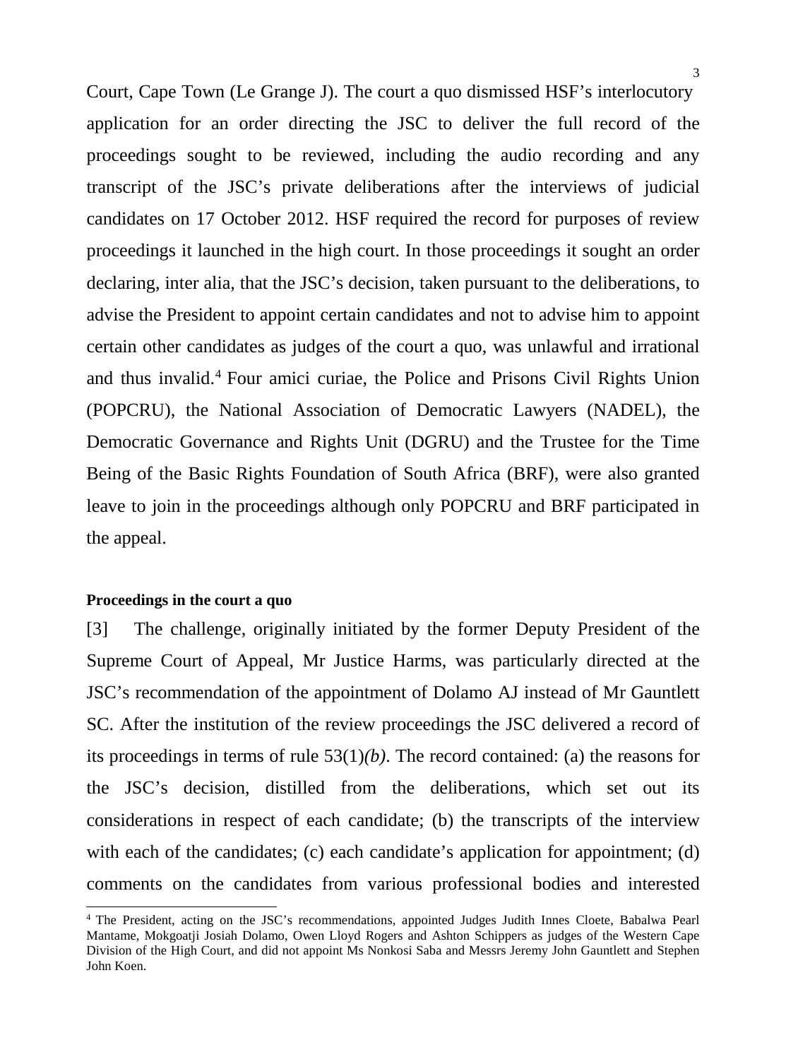Court, Cape Town (Le Grange J). The court a quo dismissed HSF's interlocutory application for an order directing the JSC to deliver the full record of the proceedings sought to be reviewed, including the audio recording and any transcript of the JSC's private deliberations after the interviews of judicial candidates on 17 October 2012. HSF required the record for purposes of review proceedings it launched in the high court. In those proceedings it sought an order declaring, inter alia, that the JSC's decision, taken pursuant to the deliberations, to advise the President to appoint certain candidates and not to advise him to appoint certain other candidates as judges of the court a quo, was unlawful and irrational and thus invalid.[4] Four amici curiae, the Police and Prisons Civil Rights Union (POPCRU), the National Association of Democratic Lawyers (NADEL), the Democratic Governance and Rights Unit (DGRU) and the Trustee for the Time Being of the Basic Rights Foundation of South Africa (BRF), were also granted leave to join in the proceedings although only POPCRU and BRF participated in the appeal.

**Proceedings in the court a quo**

[3] The challenge, originally initiated by the former Deputy President of the Supreme Court of Appeal, Mr Justice Harms, was particularly directed at the JSC's recommendation of the appointment of Dolamo AJ instead of Mr Gauntlett SC. After the institution of the review proceedings the JSC delivered a record of its proceedings in terms of rule 53(1)*(b)*. The record contained: (a) the reasons for the JSC's decision, distilled from the deliberations, which set out its considerations in respect of each candidate; (b) the transcripts of the interview with each of the candidates; (c) each candidate's application for appointment; (d) comments on the candidates from various professional bodies and interested

---

[4] The President, acting on the JSC's recommendations, appointed Judges Judith Innes Cloete, Babalwa Pearl Mantame, Mokgoatji Josiah Dolamo, Owen Lloyd Rogers and Ashton Schippers as judges of the Western Cape Division of the High Court, and did not appoint Ms Nonkosi Saba and Messrs Jeremy John Gauntlett and Stephen John Koen.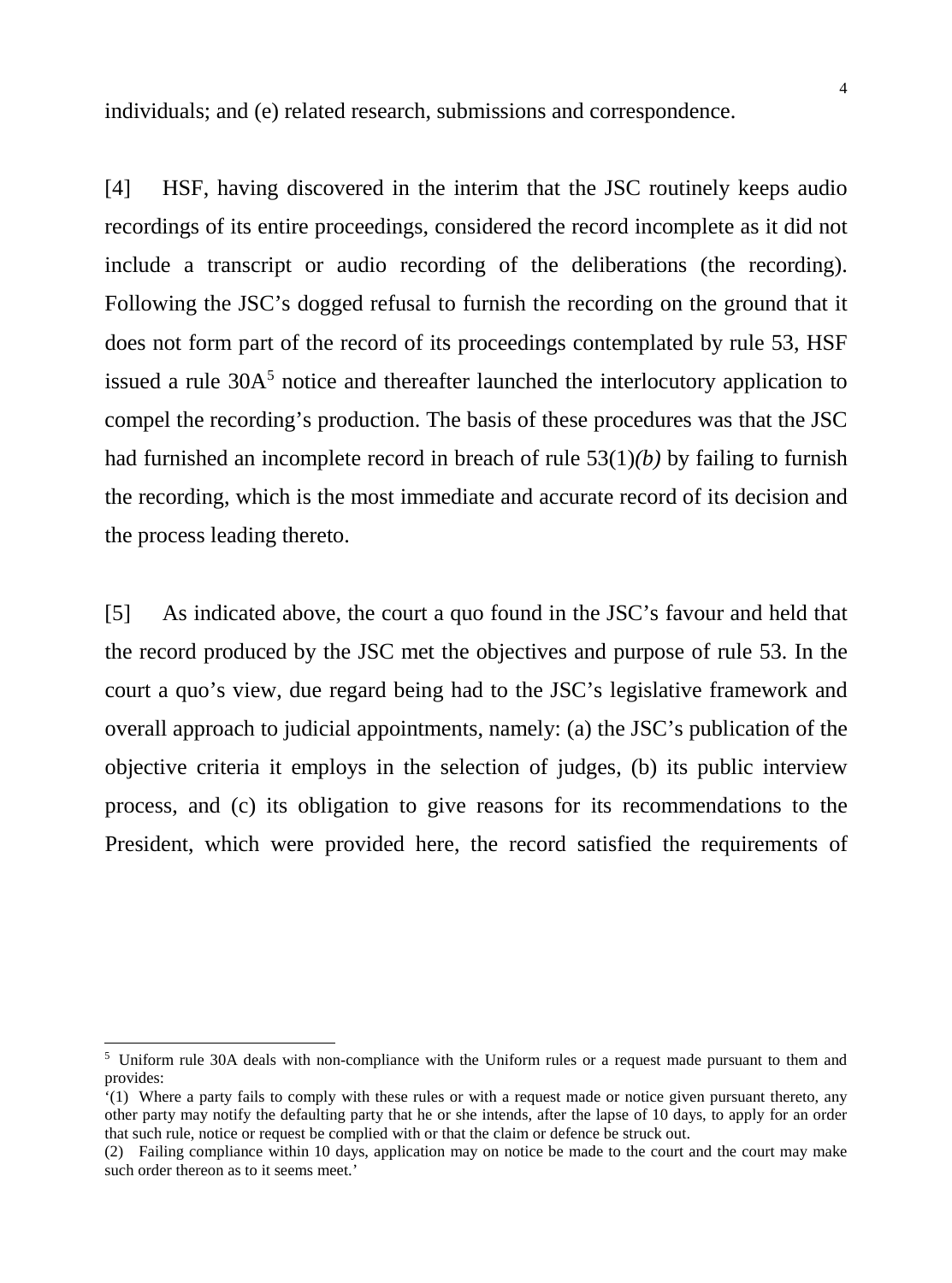individuals; and (e) related research, submissions and correspondence.

[4] HSF, having discovered in the interim that the JSC routinely keeps audio recordings of its entire proceedings, considered the record incomplete as it did not include a transcript or audio recording of the deliberations (the recording). Following the JSC's dogged refusal to furnish the recording on the ground that it does not form part of the record of its proceedings contemplated by rule 53, HSF issued a rule 30A[5] notice and thereafter launched the interlocutory application to compel the recording's production. The basis of these procedures was that the JSC had furnished an incomplete record in breach of rule 53(1)*(b)* by failing to furnish the recording, which is the most immediate and accurate record of its decision and the process leading thereto.

[5] As indicated above, the court a quo found in the JSC's favour and held that the record produced by the JSC met the objectives and purpose of rule 53. In the court a quo's view, due regard being had to the JSC's legislative framework and overall approach to judicial appointments, namely: (a) the JSC's publication of the objective criteria it employs in the selection of judges, (b) its public interview process, and (c) its obligation to give reasons for its recommendations to the President, which were provided here, the record satisfied the requirements of

---

[5] Uniform rule 30A deals with non-compliance with the Uniform rules or a request made pursuant to them and provides:
'(1) Where a party fails to comply with these rules or with a request made or notice given pursuant thereto, any other party may notify the defaulting party that he or she intends, after the lapse of 10 days, to apply for an order that such rule, notice or request be complied with or that the claim or defence be struck out.
(2) Failing compliance within 10 days, application may on notice be made to the court and the court may make such order thereon as to it seems meet.'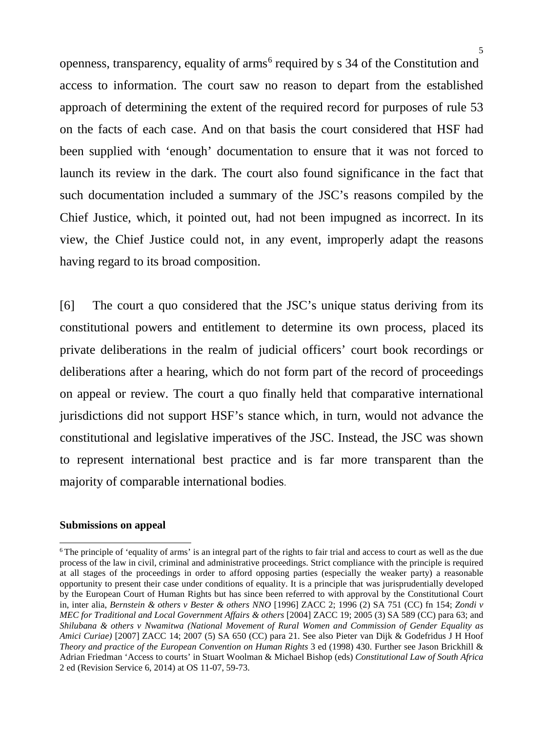openness, transparency, equality of arms[6] required by s 34 of the Constitution and access to information. The court saw no reason to depart from the established approach of determining the extent of the required record for purposes of rule 53 on the facts of each case. And on that basis the court considered that HSF had been supplied with 'enough' documentation to ensure that it was not forced to launch its review in the dark. The court also found significance in the fact that such documentation included a summary of the JSC's reasons compiled by the Chief Justice, which, it pointed out, had not been impugned as incorrect. In its view, the Chief Justice could not, in any event, improperly adapt the reasons having regard to its broad composition.

[6] The court a quo considered that the JSC's unique status deriving from its constitutional powers and entitlement to determine its own process, placed its private deliberations in the realm of judicial officers' court book recordings or deliberations after a hearing, which do not form part of the record of proceedings on appeal or review. The court a quo finally held that comparative international jurisdictions did not support HSF's stance which, in turn, would not advance the constitutional and legislative imperatives of the JSC. Instead, the JSC was shown to represent international best practice and is far more transparent than the majority of comparable international bodies.

**Submissions on appeal**

---

[6] The principle of 'equality of arms' is an integral part of the rights to fair trial and access to court as well as the due process of the law in civil, criminal and administrative proceedings. Strict compliance with the principle is required at all stages of the proceedings in order to afford opposing parties (especially the weaker party) a reasonable opportunity to present their case under conditions of equality. It is a principle that was jurisprudentially developed by the European Court of Human Rights but has since been referred to with approval by the Constitutional Court in, inter alia, *Bernstein & others v Bester & others NNO* [1996] ZACC 2; 1996 (2) SA 751 (CC) fn 154; *Zondi v MEC for Traditional and Local Government Affairs & others* [2004] ZACC 19; 2005 (3) SA 589 (CC) para 63; and *Shilubana & others v Nwamitwa (National Movement of Rural Women and Commission of Gender Equality as Amici Curiae)* [2007] ZACC 14; 2007 (5) SA 650 (CC) para 21. See also Pieter van Dijk & Godefridus J H Hoof *Theory and practice of the European Convention on Human Rights* 3 ed (1998) 430. Further see Jason Brickhill & Adrian Friedman 'Access to courts' in Stuart Woolman & Michael Bishop (eds) *Constitutional Law of South Africa* 2 ed (Revision Service 6, 2014) at OS 11-07, 59-73.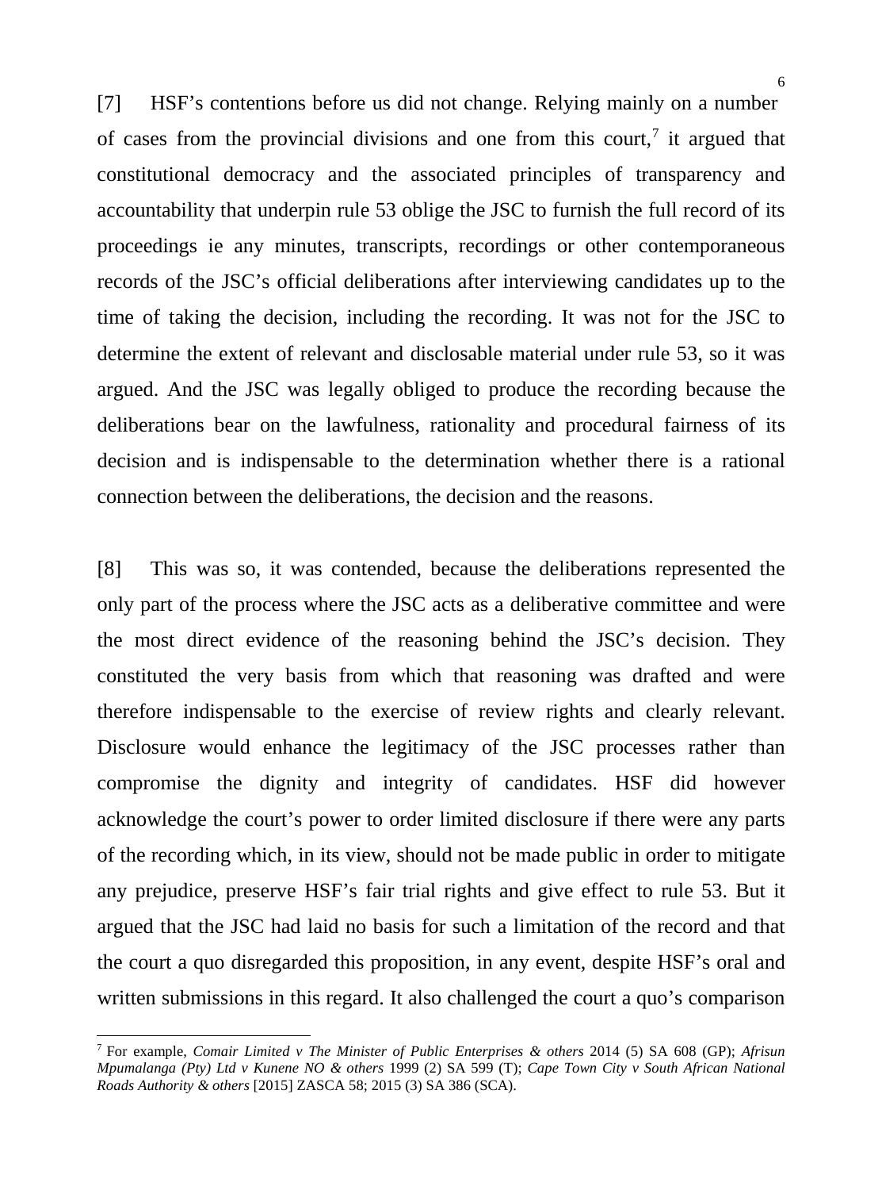[7] HSF's contentions before us did not change. Relying mainly on a number of cases from the provincial divisions and one from this court,[7] it argued that constitutional democracy and the associated principles of transparency and accountability that underpin rule 53 oblige the JSC to furnish the full record of its proceedings ie any minutes, transcripts, recordings or other contemporaneous records of the JSC's official deliberations after interviewing candidates up to the time of taking the decision, including the recording. It was not for the JSC to determine the extent of relevant and disclosable material under rule 53, so it was argued. And the JSC was legally obliged to produce the recording because the deliberations bear on the lawfulness, rationality and procedural fairness of its decision and is indispensable to the determination whether there is a rational connection between the deliberations, the decision and the reasons.

[8] This was so, it was contended, because the deliberations represented the only part of the process where the JSC acts as a deliberative committee and were the most direct evidence of the reasoning behind the JSC's decision. They constituted the very basis from which that reasoning was drafted and were therefore indispensable to the exercise of review rights and clearly relevant. Disclosure would enhance the legitimacy of the JSC processes rather than compromise the dignity and integrity of candidates. HSF did however acknowledge the court's power to order limited disclosure if there were any parts of the recording which, in its view, should not be made public in order to mitigate any prejudice, preserve HSF's fair trial rights and give effect to rule 53. But it argued that the JSC had laid no basis for such a limitation of the record and that the court a quo disregarded this proposition, in any event, despite HSF's oral and written submissions in this regard. It also challenged the court a quo's comparison

---

[7] For example, *Comair Limited v The Minister of Public Enterprises & others* 2014 (5) SA 608 (GP); *Afrisun Mpumalanga (Pty) Ltd v Kunene NO & others* 1999 (2) SA 599 (T); *Cape Town City v South African National Roads Authority & others* [2015] ZASCA 58; 2015 (3) SA 386 (SCA).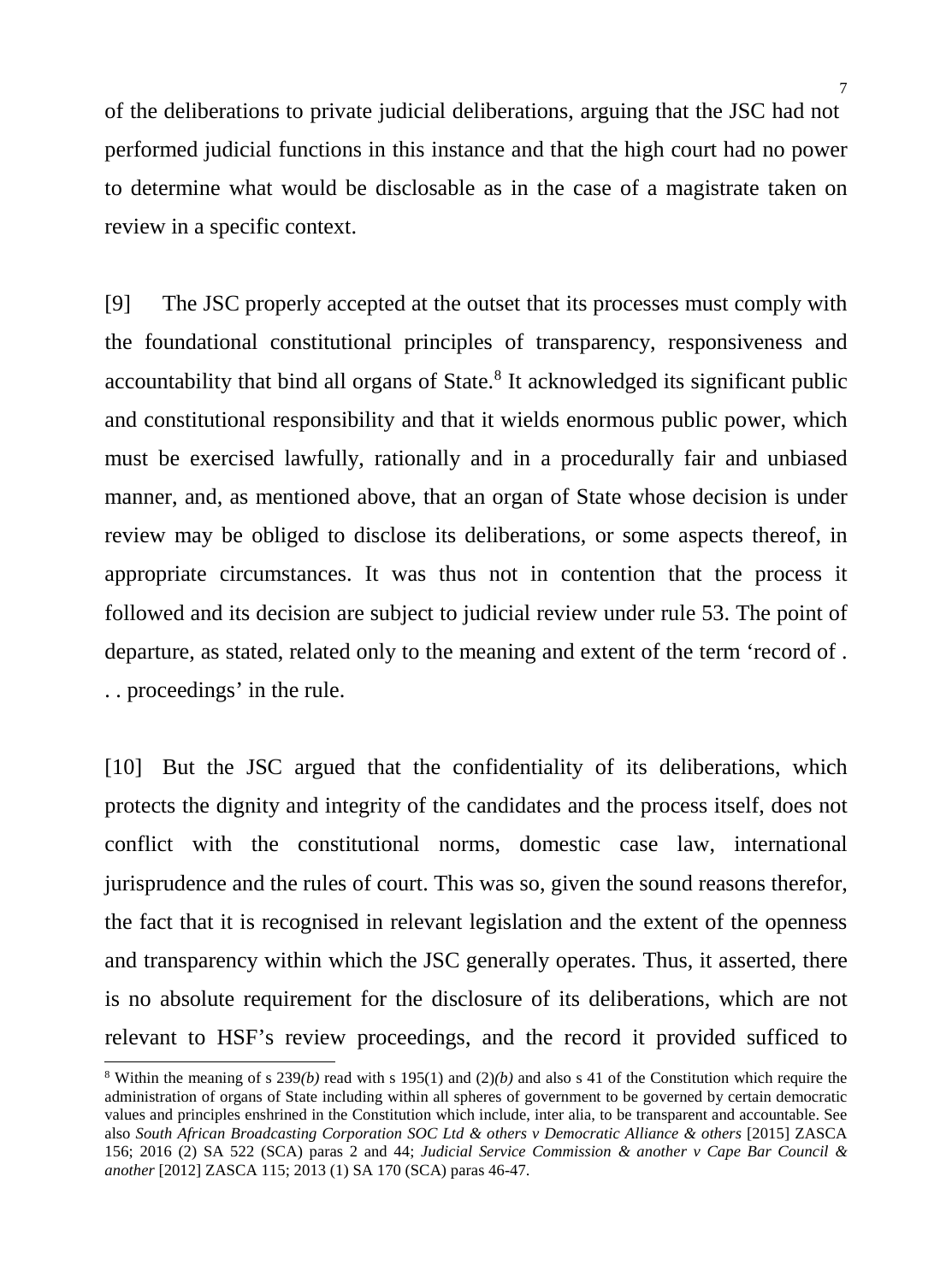of the deliberations to private judicial deliberations, arguing that the JSC had not performed judicial functions in this instance and that the high court had no power to determine what would be disclosable as in the case of a magistrate taken on review in a specific context.

[9] The JSC properly accepted at the outset that its processes must comply with the foundational constitutional principles of transparency, responsiveness and accountability that bind all organs of State.[8] It acknowledged its significant public and constitutional responsibility and that it wields enormous public power, which must be exercised lawfully, rationally and in a procedurally fair and unbiased manner, and, as mentioned above, that an organ of State whose decision is under review may be obliged to disclose its deliberations, or some aspects thereof, in appropriate circumstances. It was thus not in contention that the process it followed and its decision are subject to judicial review under rule 53. The point of departure, as stated, related only to the meaning and extent of the term 'record of . . . proceedings' in the rule.

[10] But the JSC argued that the confidentiality of its deliberations, which protects the dignity and integrity of the candidates and the process itself, does not conflict with the constitutional norms, domestic case law, international jurisprudence and the rules of court. This was so, given the sound reasons therefor, the fact that it is recognised in relevant legislation and the extent of the openness and transparency within which the JSC generally operates. Thus, it asserted, there is no absolute requirement for the disclosure of its deliberations, which are not relevant to HSF's review proceedings, and the record it provided sufficed to

---

[8] Within the meaning of s 239*(b)* read with s 195(1) and (2)*(b)* and also s 41 of the Constitution which require the administration of organs of State including within all spheres of government to be governed by certain democratic values and principles enshrined in the Constitution which include, inter alia, to be transparent and accountable. See also *South African Broadcasting Corporation SOC Ltd & others v Democratic Alliance & others* [2015] ZASCA 156; 2016 (2) SA 522 (SCA) paras 2 and 44; *Judicial Service Commission & another v Cape Bar Council & another* [2012] ZASCA 115; 2013 (1) SA 170 (SCA) paras 46-47.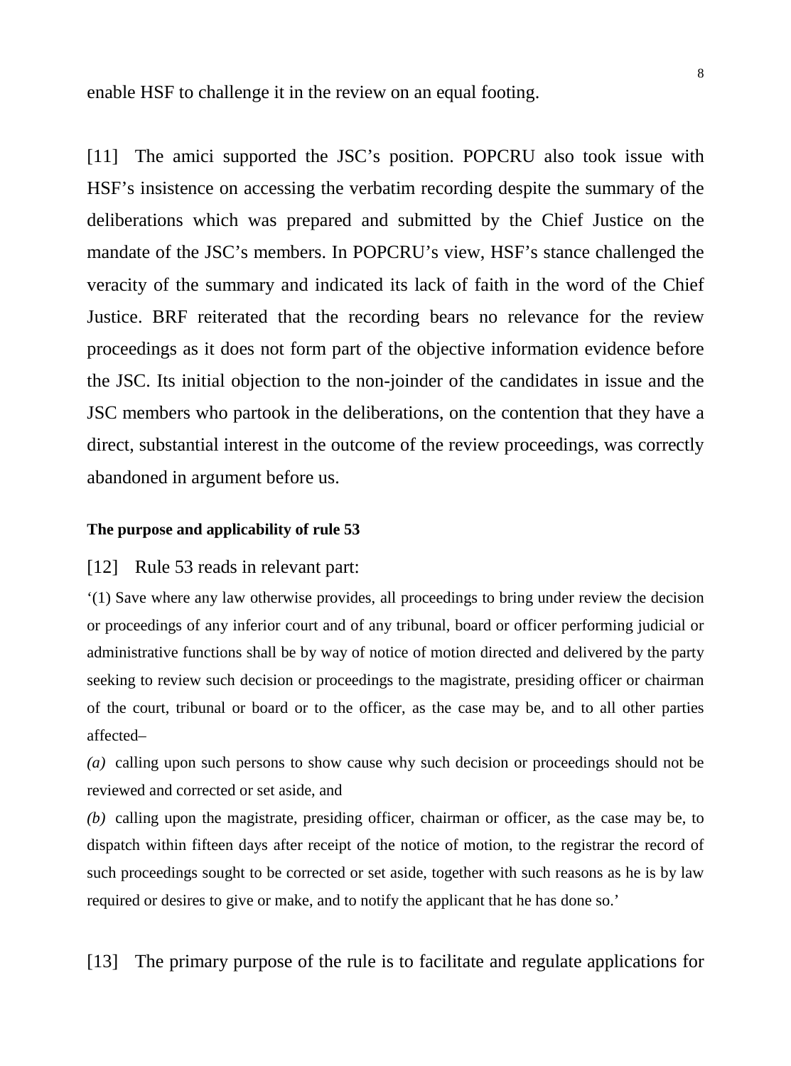enable HSF to challenge it in the review on an equal footing.

[11] The amici supported the JSC's position. POPCRU also took issue with HSF's insistence on accessing the verbatim recording despite the summary of the deliberations which was prepared and submitted by the Chief Justice on the mandate of the JSC's members. In POPCRU's view, HSF's stance challenged the veracity of the summary and indicated its lack of faith in the word of the Chief Justice. BRF reiterated that the recording bears no relevance for the review proceedings as it does not form part of the objective information evidence before the JSC. Its initial objection to the non-joinder of the candidates in issue and the JSC members who partook in the deliberations, on the contention that they have a direct, substantial interest in the outcome of the review proceedings, was correctly abandoned in argument before us.

**The purpose and applicability of rule 53**

[12] Rule 53 reads in relevant part:

'(1) Save where any law otherwise provides, all proceedings to bring under review the decision or proceedings of any inferior court and of any tribunal, board or officer performing judicial or administrative functions shall be by way of notice of motion directed and delivered by the party seeking to review such decision or proceedings to the magistrate, presiding officer or chairman of the court, tribunal or board or to the officer, as the case may be, and to all other parties affected–

*(a)* calling upon such persons to show cause why such decision or proceedings should not be reviewed and corrected or set aside, and

*(b)* calling upon the magistrate, presiding officer, chairman or officer, as the case may be, to dispatch within fifteen days after receipt of the notice of motion, to the registrar the record of such proceedings sought to be corrected or set aside, together with such reasons as he is by law required or desires to give or make, and to notify the applicant that he has done so.'

[13] The primary purpose of the rule is to facilitate and regulate applications for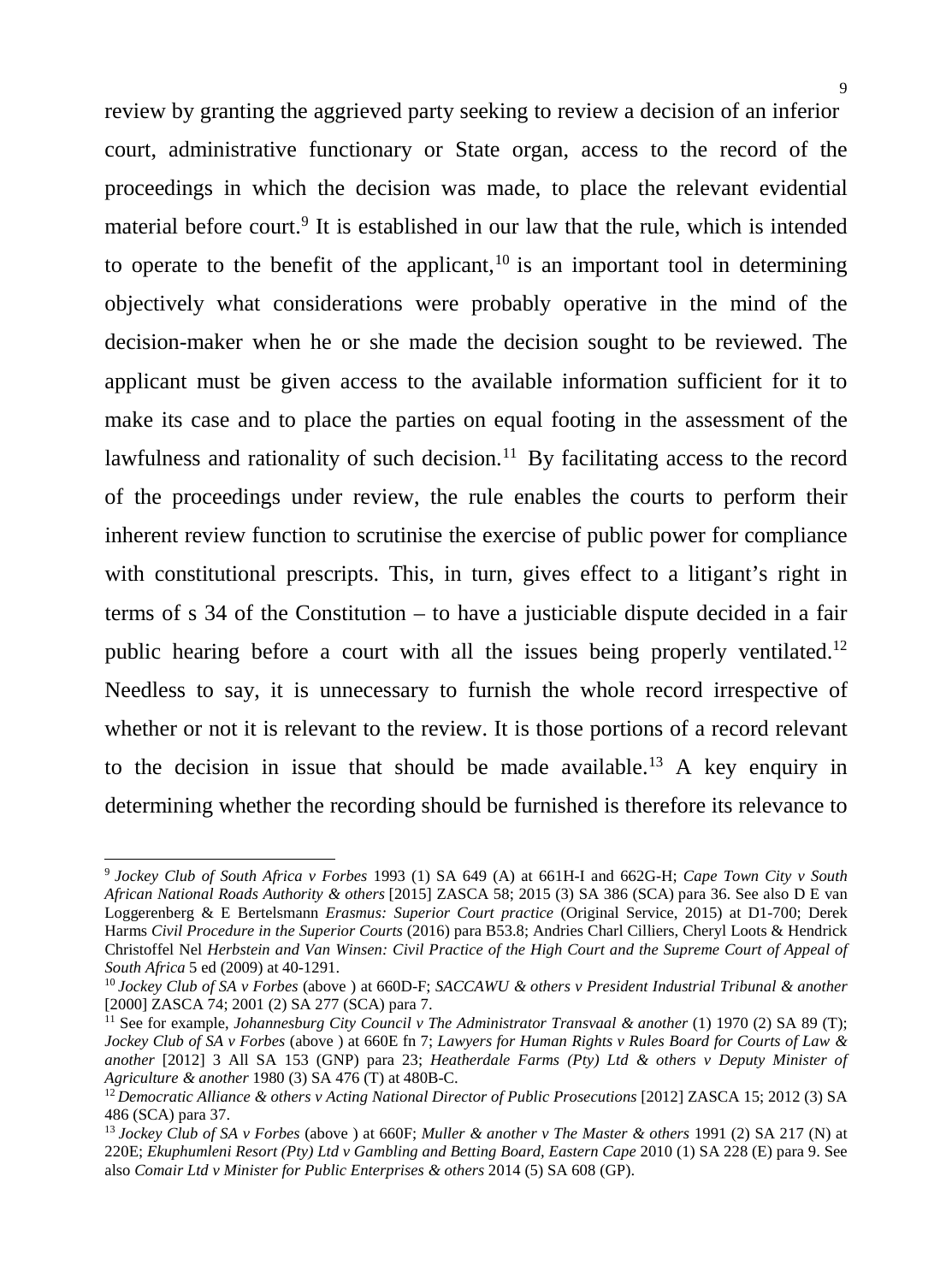review by granting the aggrieved party seeking to review a decision of an inferior court, administrative functionary or State organ, access to the record of the proceedings in which the decision was made, to place the relevant evidential material before court.[9] It is established in our law that the rule, which is intended to operate to the benefit of the applicant,[10] is an important tool in determining objectively what considerations were probably operative in the mind of the decision-maker when he or she made the decision sought to be reviewed. The applicant must be given access to the available information sufficient for it to make its case and to place the parties on equal footing in the assessment of the lawfulness and rationality of such decision.[11] By facilitating access to the record of the proceedings under review, the rule enables the courts to perform their inherent review function to scrutinise the exercise of public power for compliance with constitutional prescripts. This, in turn, gives effect to a litigant's right in terms of s 34 of the Constitution – to have a justiciable dispute decided in a fair public hearing before a court with all the issues being properly ventilated.[12] Needless to say, it is unnecessary to furnish the whole record irrespective of whether or not it is relevant to the review. It is those portions of a record relevant to the decision in issue that should be made available.[13] A key enquiry in determining whether the recording should be furnished is therefore its relevance to

---

[9] *Jockey Club of South Africa v Forbes* 1993 (1) SA 649 (A) at 661H-I and 662G-H; *Cape Town City v South African National Roads Authority & others* [2015] ZASCA 58; 2015 (3) SA 386 (SCA) para 36. See also D E van Loggerenberg & E Bertelsmann *Erasmus: Superior Court practice* (Original Service, 2015) at D1-700; Derek Harms *Civil Procedure in the Superior Courts* (2016) para B53.8; Andries Charl Cilliers, Cheryl Loots & Hendrick Christoffel Nel *Herbstein and Van Winsen: Civil Practice of the High Court and the Supreme Court of Appeal of South Africa* 5 ed (2009) at 40-1291.

[10] *Jockey Club of SA v Forbes* (above ) at 660D-F; *SACCAWU & others v President Industrial Tribunal & another* [2000] ZASCA 74; 2001 (2) SA 277 (SCA) para 7.

[11] See for example, *Johannesburg City Council v The Administrator Transvaal & another* (1) 1970 (2) SA 89 (T); *Jockey Club of SA v Forbes* (above ) at 660E fn 7; *Lawyers for Human Rights v Rules Board for Courts of Law & another* [2012] 3 All SA 153 (GNP) para 23; *Heatherdale Farms (Pty) Ltd & others v Deputy Minister of Agriculture & another* 1980 (3) SA 476 (T) at 480B-C.

[12] *Democratic Alliance & others v Acting National Director of Public Prosecutions* [2012] ZASCA 15; 2012 (3) SA 486 (SCA) para 37.

[13] *Jockey Club of SA v Forbes* (above ) at 660F; *Muller & another v The Master & others* 1991 (2) SA 217 (N) at 220E; *Ekuphumleni Resort (Pty) Ltd v Gambling and Betting Board, Eastern Cape* 2010 (1) SA 228 (E) para 9. See also *Comair Ltd v Minister for Public Enterprises & others* 2014 (5) SA 608 (GP).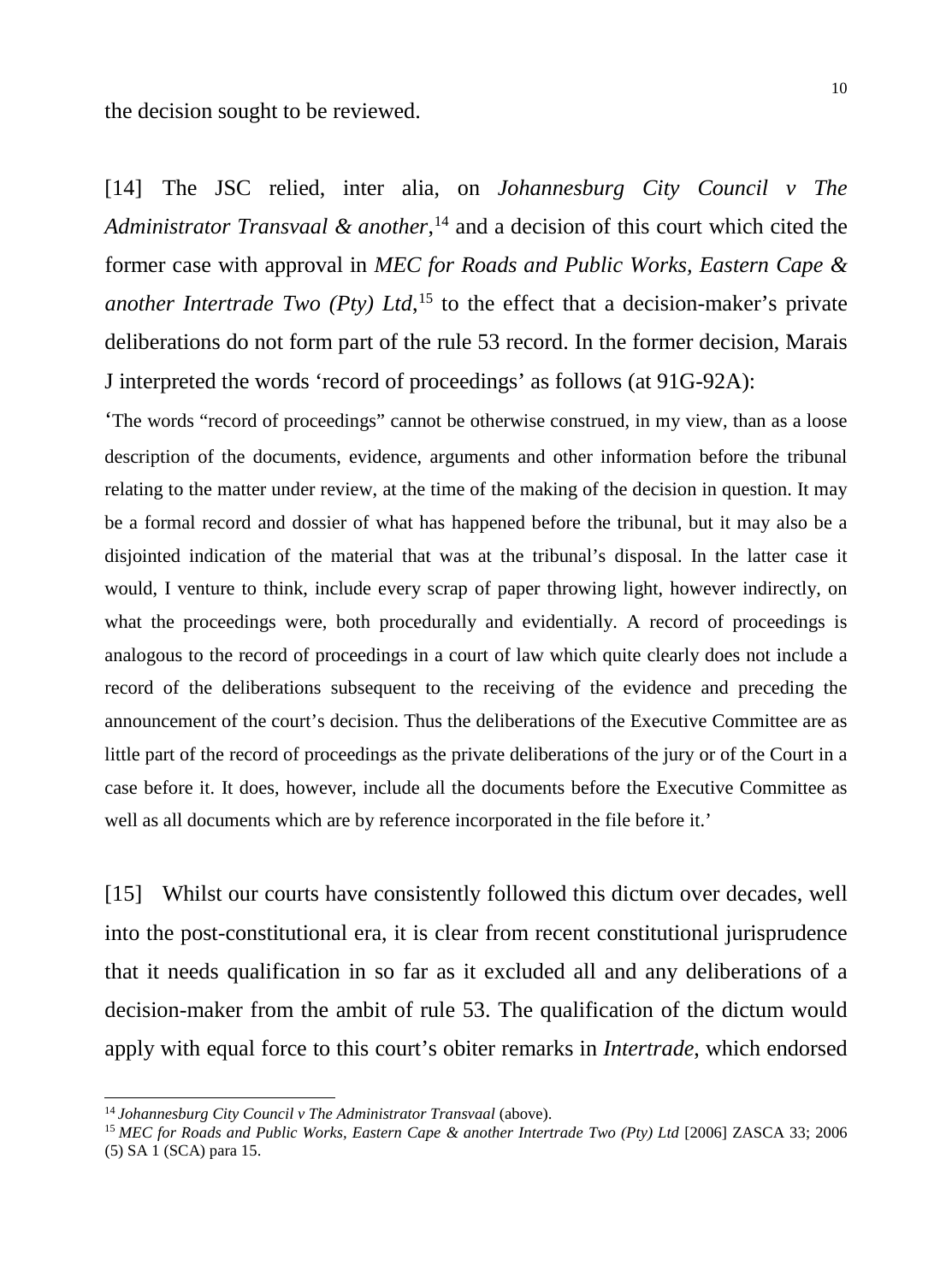the decision sought to be reviewed.

[14] The JSC relied, inter alia, on *Johannesburg City Council v The Administrator Transvaal & another*,[14] and a decision of this court which cited the former case with approval in *MEC for Roads and Public Works, Eastern Cape & another Intertrade Two (Pty) Ltd*,[15] to the effect that a decision-maker's private deliberations do not form part of the rule 53 record. In the former decision, Marais J interpreted the words 'record of proceedings' as follows (at 91G-92A):

'The words "record of proceedings" cannot be otherwise construed, in my view, than as a loose description of the documents, evidence, arguments and other information before the tribunal relating to the matter under review, at the time of the making of the decision in question. It may be a formal record and dossier of what has happened before the tribunal, but it may also be a disjointed indication of the material that was at the tribunal's disposal. In the latter case it would, I venture to think, include every scrap of paper throwing light, however indirectly, on what the proceedings were, both procedurally and evidentially. A record of proceedings is analogous to the record of proceedings in a court of law which quite clearly does not include a record of the deliberations subsequent to the receiving of the evidence and preceding the announcement of the court's decision. Thus the deliberations of the Executive Committee are as little part of the record of proceedings as the private deliberations of the jury or of the Court in a case before it. It does, however, include all the documents before the Executive Committee as well as all documents which are by reference incorporated in the file before it.'

[15] Whilst our courts have consistently followed this dictum over decades, well into the post-constitutional era, it is clear from recent constitutional jurisprudence that it needs qualification in so far as it excluded all and any deliberations of a decision-maker from the ambit of rule 53. The qualification of the dictum would apply with equal force to this court's obiter remarks in *Intertrade*, which endorsed

---

[14] *Johannesburg City Council v The Administrator Transvaal* (above).

[15] *MEC for Roads and Public Works, Eastern Cape & another Intertrade Two (Pty) Ltd* [2006] ZASCA 33; 2006 (5) SA 1 (SCA) para 15.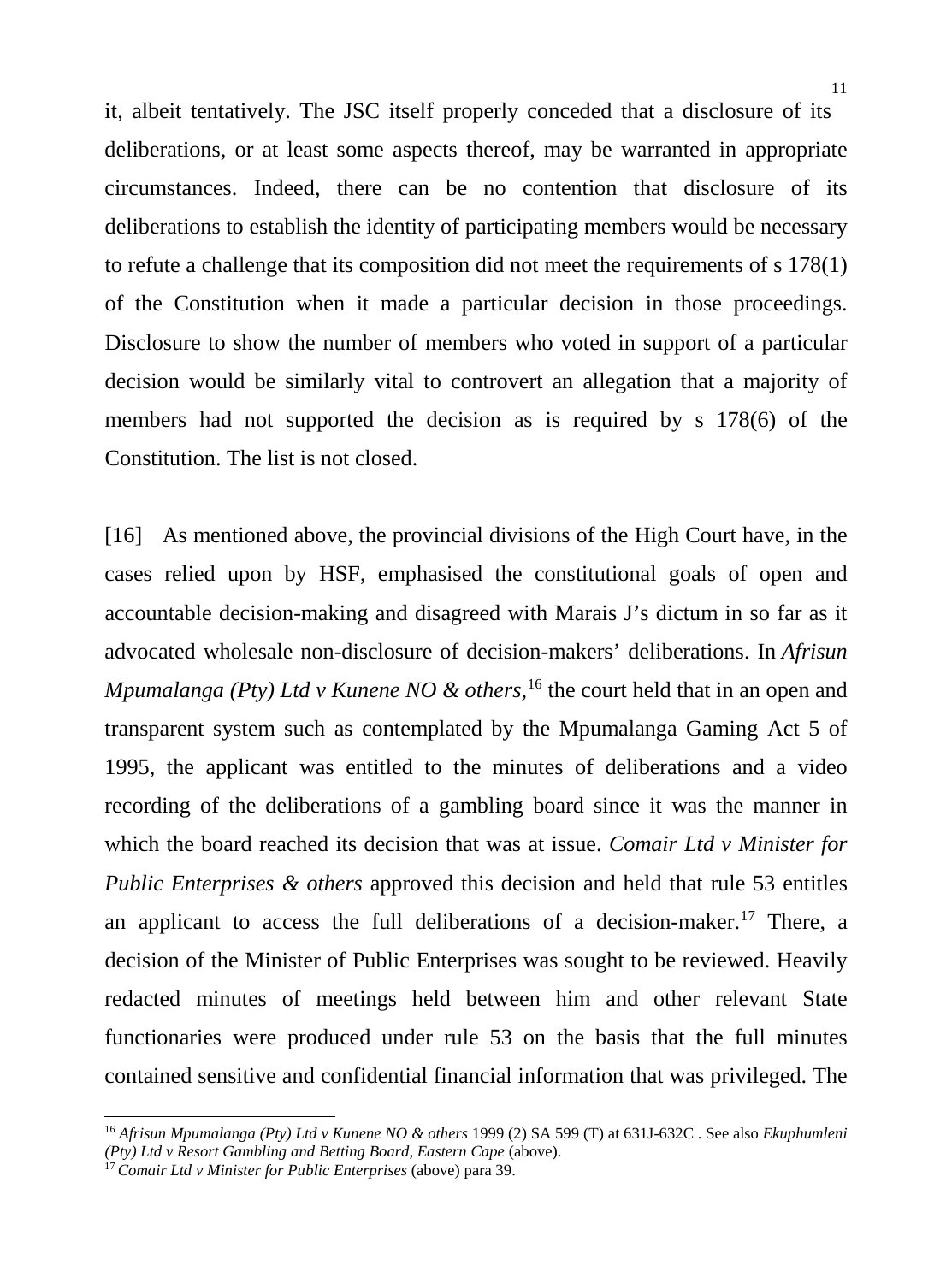it, albeit tentatively. The JSC itself properly conceded that a disclosure of its deliberations, or at least some aspects thereof, may be warranted in appropriate circumstances. Indeed, there can be no contention that disclosure of its deliberations to establish the identity of participating members would be necessary to refute a challenge that its composition did not meet the requirements of s 178(1) of the Constitution when it made a particular decision in those proceedings. Disclosure to show the number of members who voted in support of a particular decision would be similarly vital to controvert an allegation that a majority of members had not supported the decision as is required by s 178(6) of the Constitution. The list is not closed.

[16] As mentioned above, the provincial divisions of the High Court have, in the cases relied upon by HSF, emphasised the constitutional goals of open and accountable decision-making and disagreed with Marais J's dictum in so far as it advocated wholesale non-disclosure of decision-makers' deliberations. In *Afrisun Mpumalanga (Pty) Ltd v Kunene NO & others*,[16] the court held that in an open and transparent system such as contemplated by the Mpumalanga Gaming Act 5 of 1995, the applicant was entitled to the minutes of deliberations and a video recording of the deliberations of a gambling board since it was the manner in which the board reached its decision that was at issue. *Comair Ltd v Minister for Public Enterprises & others* approved this decision and held that rule 53 entitles an applicant to access the full deliberations of a decision-maker.[17] There, a decision of the Minister of Public Enterprises was sought to be reviewed. Heavily redacted minutes of meetings held between him and other relevant State functionaries were produced under rule 53 on the basis that the full minutes contained sensitive and confidential financial information that was privileged. The

---

[16] *Afrisun Mpumalanga (Pty) Ltd v Kunene NO & others* 1999 (2) SA 599 (T) at 631J-632C . See also *Ekuphumleni (Pty) Ltd v Resort Gambling and Betting Board, Eastern Cape* (above).

[17] *Comair Ltd v Minister for Public Enterprises* (above) para 39.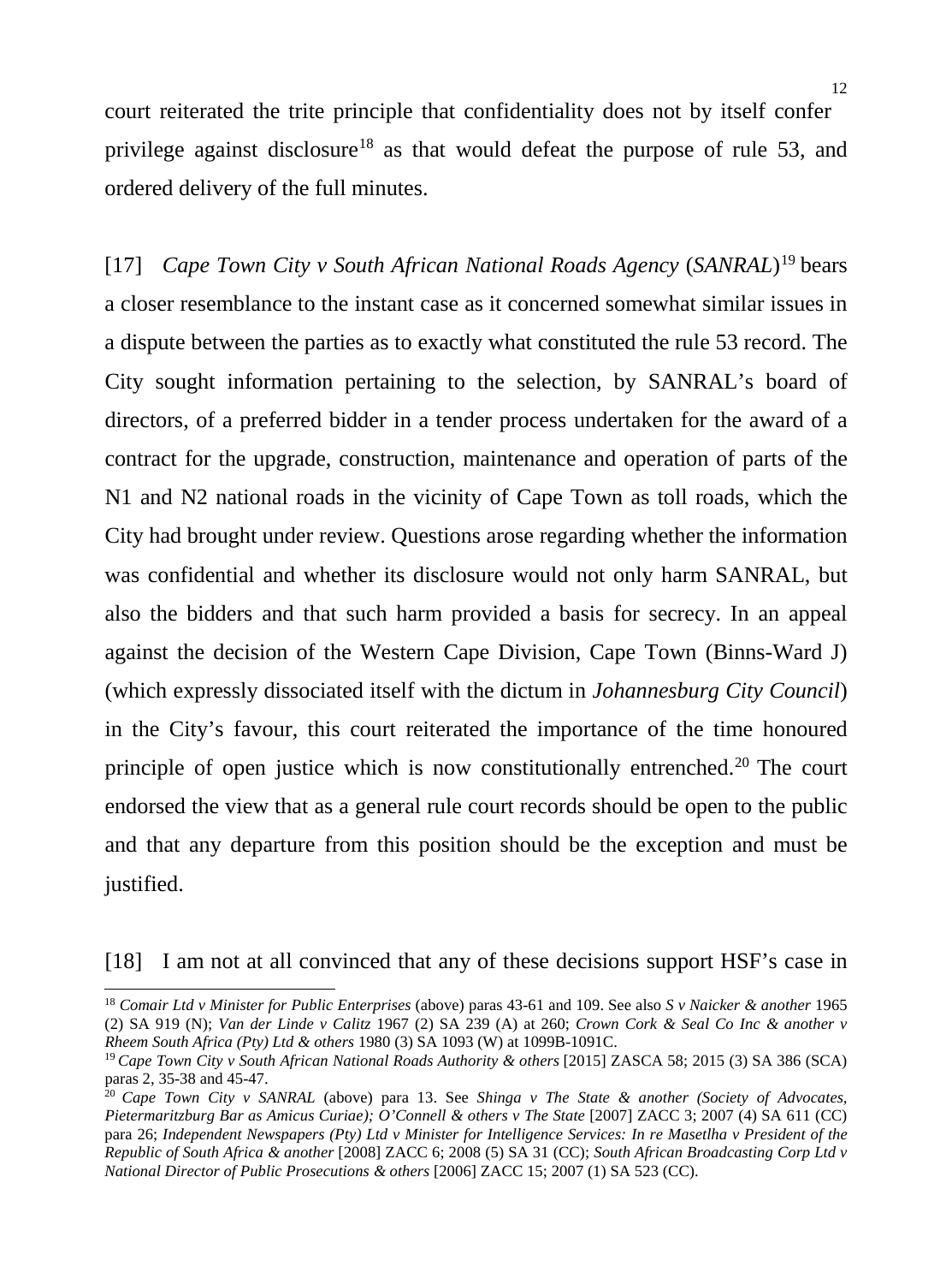court reiterated the trite principle that confidentiality does not by itself confer privilege against disclosure[18] as that would defeat the purpose of rule 53, and ordered delivery of the full minutes.

[17] *Cape Town City v South African National Roads Agency* (*SANRAL*)[19] bears a closer resemblance to the instant case as it concerned somewhat similar issues in a dispute between the parties as to exactly what constituted the rule 53 record. The City sought information pertaining to the selection, by SANRAL's board of directors, of a preferred bidder in a tender process undertaken for the award of a contract for the upgrade, construction, maintenance and operation of parts of the N1 and N2 national roads in the vicinity of Cape Town as toll roads, which the City had brought under review. Questions arose regarding whether the information was confidential and whether its disclosure would not only harm SANRAL, but also the bidders and that such harm provided a basis for secrecy. In an appeal against the decision of the Western Cape Division, Cape Town (Binns-Ward J) (which expressly dissociated itself with the dictum in *Johannesburg City Council*) in the City's favour, this court reiterated the importance of the time honoured principle of open justice which is now constitutionally entrenched.[20] The court endorsed the view that as a general rule court records should be open to the public and that any departure from this position should be the exception and must be justified.

[18] I am not at all convinced that any of these decisions support HSF's case in

---

[18] *Comair Ltd v Minister for Public Enterprises* (above) paras 43-61 and 109. See also *S v Naicker & another* 1965 (2) SA 919 (N); *Van der Linde v Calitz* 1967 (2) SA 239 (A) at 260; *Crown Cork & Seal Co Inc & another v Rheem South Africa (Pty) Ltd & others* 1980 (3) SA 1093 (W) at 1099B-1091C.

[19] *Cape Town City v South African National Roads Authority & others* [2015] ZASCA 58; 2015 (3) SA 386 (SCA) paras 2, 35-38 and 45-47.

[20] *Cape Town City v SANRAL* (above) para 13. See *Shinga v The State & another (Society of Advocates, Pietermaritzburg Bar as Amicus Curiae); O'Connell & others v The State* [2007] ZACC 3; 2007 (4) SA 611 (CC) para 26; *Independent Newspapers (Pty) Ltd v Minister for Intelligence Services: In re Masetlha v President of the Republic of South Africa & another* [2008] ZACC 6; 2008 (5) SA 31 (CC); *South African Broadcasting Corp Ltd v National Director of Public Prosecutions & others* [2006] ZACC 15; 2007 (1) SA 523 (CC).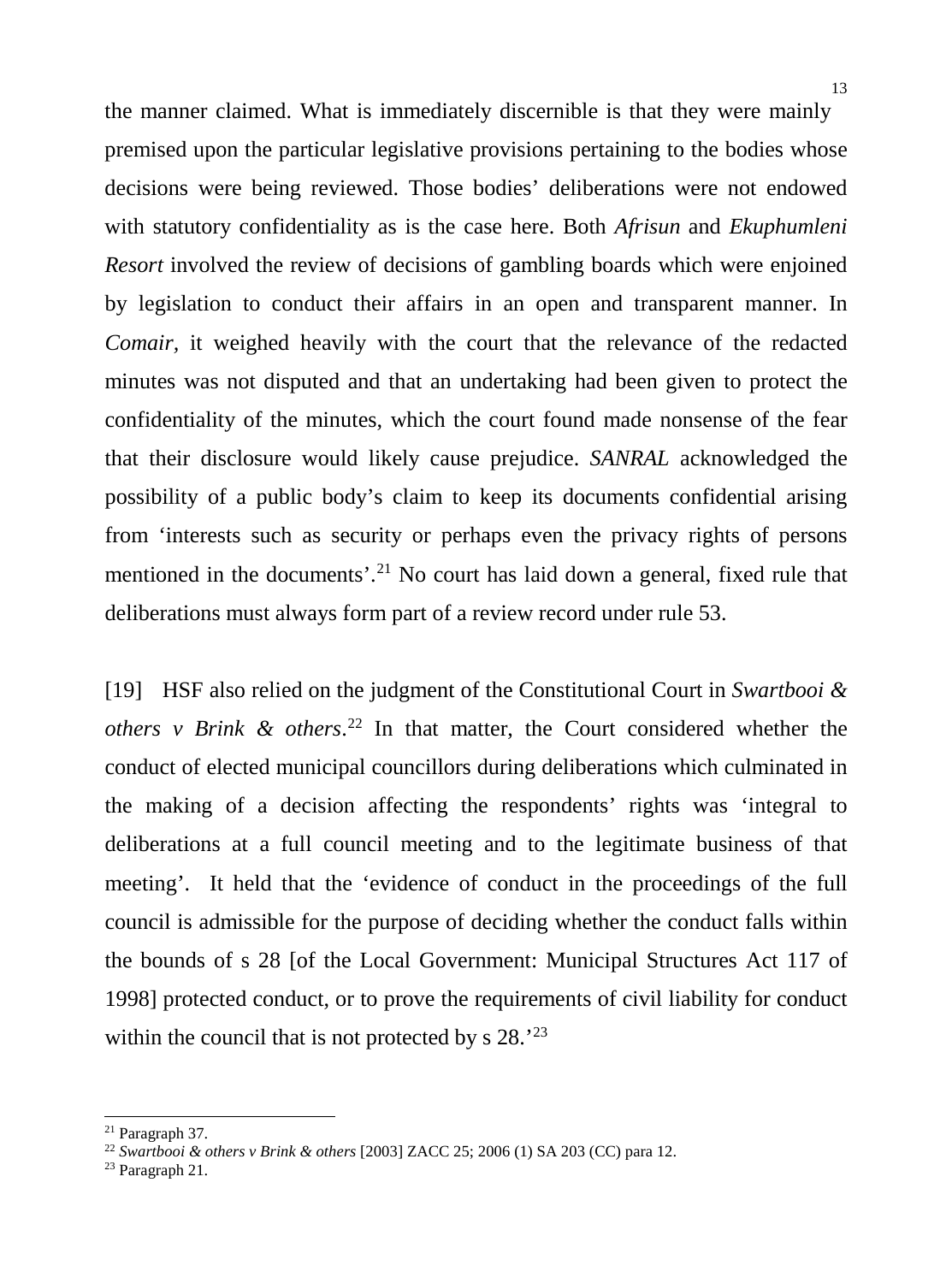the manner claimed. What is immediately discernible is that they were mainly premised upon the particular legislative provisions pertaining to the bodies whose decisions were being reviewed. Those bodies' deliberations were not endowed with statutory confidentiality as is the case here. Both *Afrisun* and *Ekuphumleni Resort* involved the review of decisions of gambling boards which were enjoined by legislation to conduct their affairs in an open and transparent manner. In *Comair,* it weighed heavily with the court that the relevance of the redacted minutes was not disputed and that an undertaking had been given to protect the confidentiality of the minutes, which the court found made nonsense of the fear that their disclosure would likely cause prejudice. *SANRAL* acknowledged the possibility of a public body's claim to keep its documents confidential arising from 'interests such as security or perhaps even the privacy rights of persons mentioned in the documents'.[21] No court has laid down a general, fixed rule that deliberations must always form part of a review record under rule 53.

[19] HSF also relied on the judgment of the Constitutional Court in *Swartbooi & others v Brink & others*.[22] In that matter, the Court considered whether the conduct of elected municipal councillors during deliberations which culminated in the making of a decision affecting the respondents' rights was 'integral to deliberations at a full council meeting and to the legitimate business of that meeting'. It held that the 'evidence of conduct in the proceedings of the full council is admissible for the purpose of deciding whether the conduct falls within the bounds of s 28 [of the Local Government: Municipal Structures Act 117 of 1998] protected conduct, or to prove the requirements of civil liability for conduct within the council that is not protected by s 28.'[23]

---

[21] Paragraph 37.

[22] *Swartbooi & others v Brink & others* [2003] ZACC 25; 2006 (1) SA 203 (CC) para 12.

[23] Paragraph 21.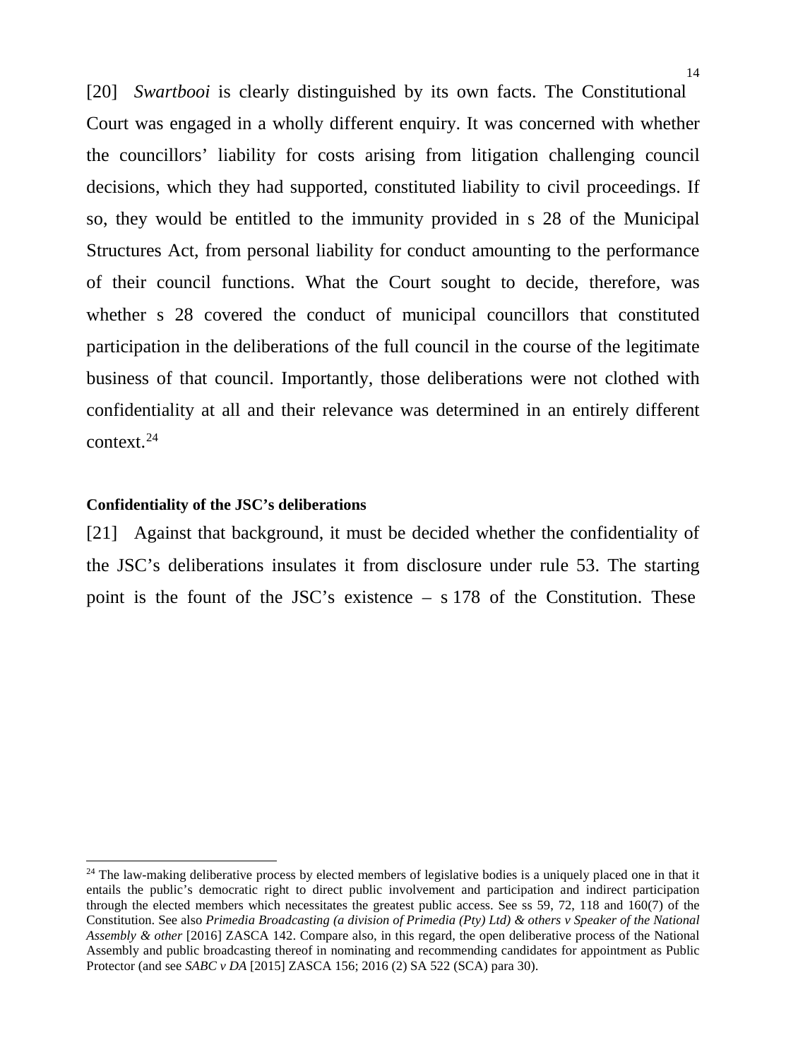[20] *Swartbooi* is clearly distinguished by its own facts. The Constitutional Court was engaged in a wholly different enquiry. It was concerned with whether the councillors' liability for costs arising from litigation challenging council decisions, which they had supported, constituted liability to civil proceedings. If so, they would be entitled to the immunity provided in s 28 of the Municipal Structures Act, from personal liability for conduct amounting to the performance of their council functions. What the Court sought to decide, therefore, was whether s 28 covered the conduct of municipal councillors that constituted participation in the deliberations of the full council in the course of the legitimate business of that council. Importantly, those deliberations were not clothed with confidentiality at all and their relevance was determined in an entirely different context.[24]

**Confidentiality of the JSC's deliberations**

[21] Against that background, it must be decided whether the confidentiality of the JSC's deliberations insulates it from disclosure under rule 53. The starting point is the fount of the JSC's existence – s 178 of the Constitution. These

---

[24] The law-making deliberative process by elected members of legislative bodies is a uniquely placed one in that it entails the public's democratic right to direct public involvement and participation and indirect participation through the elected members which necessitates the greatest public access. See ss 59, 72, 118 and 160(7) of the Constitution. See also *Primedia Broadcasting (a division of Primedia (Pty) Ltd) & others v Speaker of the National Assembly & other* [2016] ZASCA 142. Compare also, in this regard, the open deliberative process of the National Assembly and public broadcasting thereof in nominating and recommending candidates for appointment as Public Protector (and see *SABC v DA* [2015] ZASCA 156; 2016 (2) SA 522 (SCA) para 30).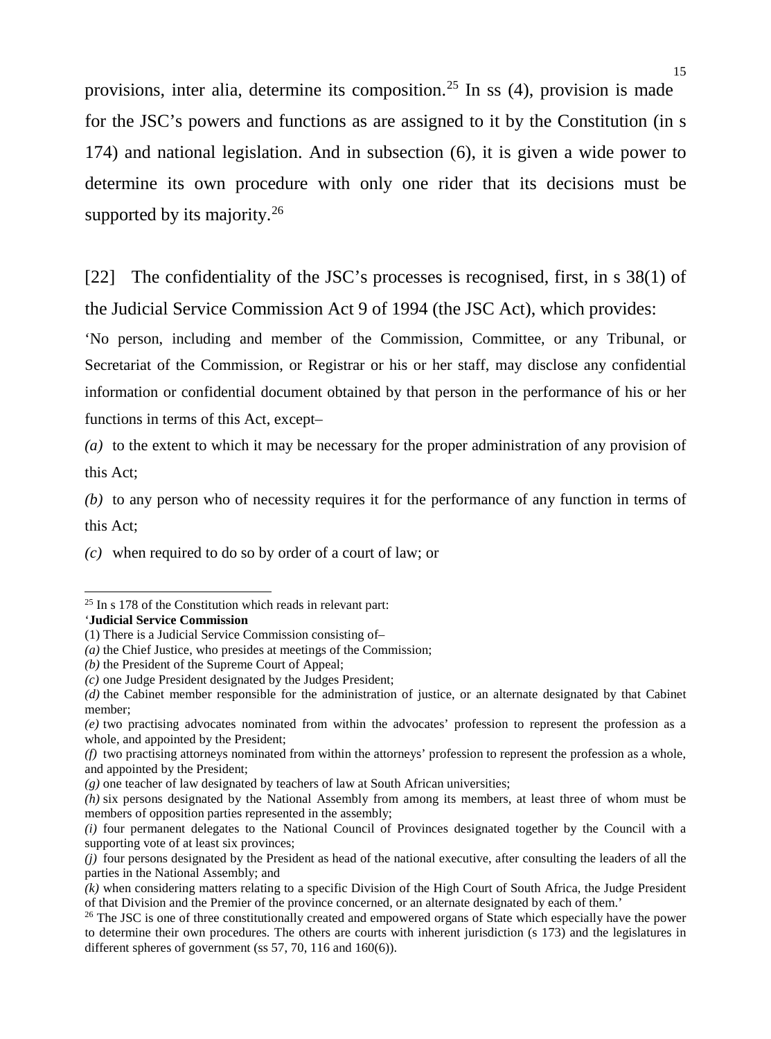provisions, inter alia, determine its composition.[25] In ss (4), provision is made for the JSC's powers and functions as are assigned to it by the Constitution (in s 174) and national legislation. And in subsection (6), it is given a wide power to determine its own procedure with only one rider that its decisions must be supported by its majority.[26]

[22] The confidentiality of the JSC's processes is recognised, first, in s 38(1) of the Judicial Service Commission Act 9 of 1994 (the JSC Act), which provides:

'No person, including and member of the Commission, Committee, or any Tribunal, or Secretariat of the Commission, or Registrar or his or her staff, may disclose any confidential information or confidential document obtained by that person in the performance of his or her functions in terms of this Act, except–

*(a)* to the extent to which it may be necessary for the proper administration of any provision of this Act;

*(b)* to any person who of necessity requires it for the performance of any function in terms of this Act;

*(c)* when required to do so by order of a court of law; or

---

[25] In s 178 of the Constitution which reads in relevant part:

'**Judicial Service Commission**

(1) There is a Judicial Service Commission consisting of–

*(a)* the Chief Justice, who presides at meetings of the Commission;

*(b)* the President of the Supreme Court of Appeal;

*(c)* one Judge President designated by the Judges President;

*(d)* the Cabinet member responsible for the administration of justice, or an alternate designated by that Cabinet member;

*(e)* two practising advocates nominated from within the advocates' profession to represent the profession as a whole, and appointed by the President;

*(f)* two practising attorneys nominated from within the attorneys' profession to represent the profession as a whole, and appointed by the President;

*(g)* one teacher of law designated by teachers of law at South African universities;

*(h)* six persons designated by the National Assembly from among its members, at least three of whom must be members of opposition parties represented in the assembly;

*(i)* four permanent delegates to the National Council of Provinces designated together by the Council with a supporting vote of at least six provinces;

*(j)* four persons designated by the President as head of the national executive, after consulting the leaders of all the parties in the National Assembly; and

*(k)* when considering matters relating to a specific Division of the High Court of South Africa, the Judge President of that Division and the Premier of the province concerned, or an alternate designated by each of them.'

[26] The JSC is one of three constitutionally created and empowered organs of State which especially have the power to determine their own procedures. The others are courts with inherent jurisdiction (s 173) and the legislatures in different spheres of government (ss 57, 70, 116 and 160(6)).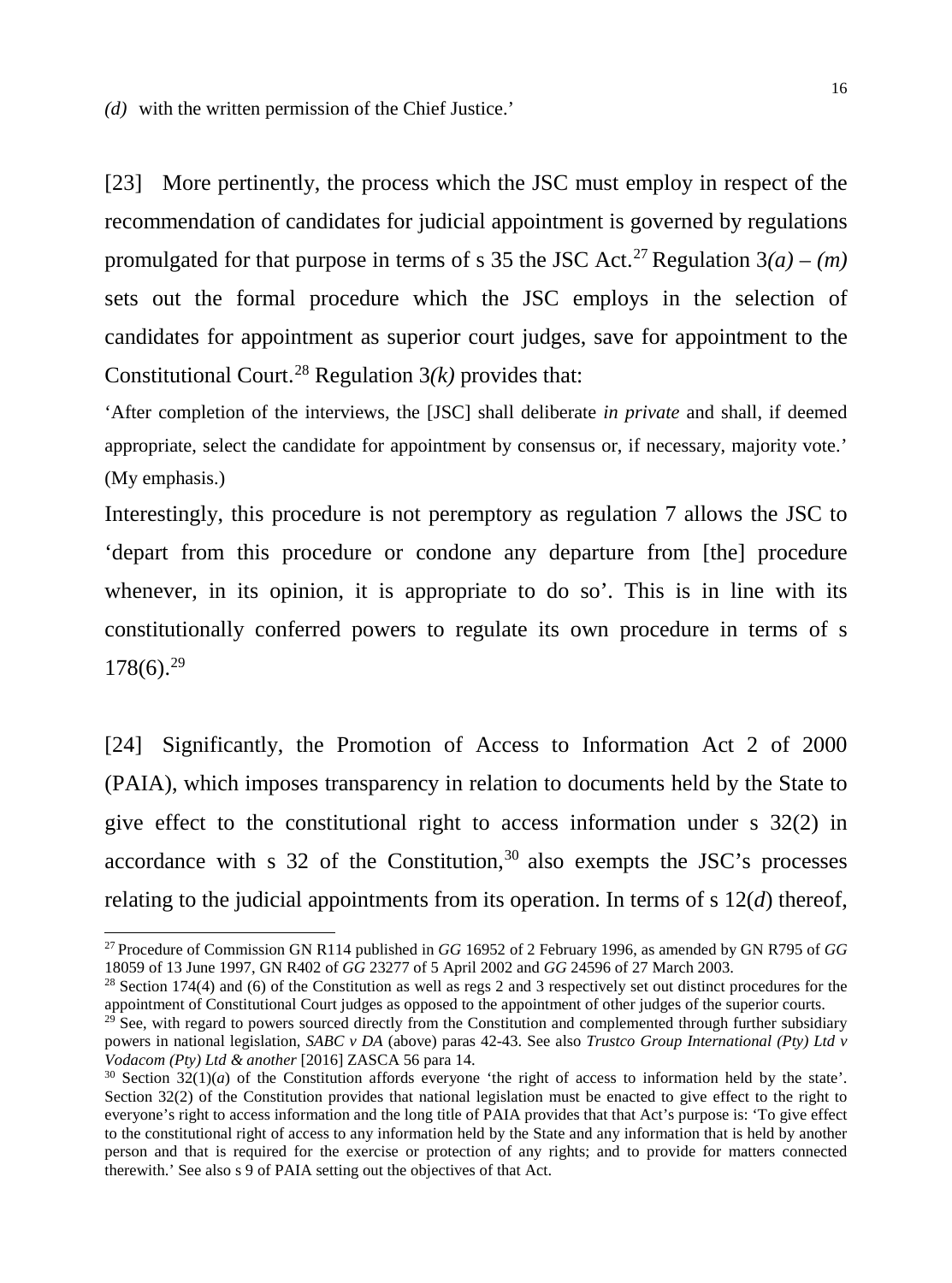*(d)* with the written permission of the Chief Justice.'

[23] More pertinently, the process which the JSC must employ in respect of the recommendation of candidates for judicial appointment is governed by regulations promulgated for that purpose in terms of s 35 the JSC Act.[27] Regulation 3*(a)* – *(m)* sets out the formal procedure which the JSC employs in the selection of candidates for appointment as superior court judges, save for appointment to the Constitutional Court.[28] Regulation 3*(k)* provides that:

'After completion of the interviews, the [JSC] shall deliberate *in private* and shall, if deemed appropriate, select the candidate for appointment by consensus or, if necessary, majority vote.' (My emphasis.)

Interestingly, this procedure is not peremptory as regulation 7 allows the JSC to 'depart from this procedure or condone any departure from [the] procedure whenever, in its opinion, it is appropriate to do so'. This is in line with its constitutionally conferred powers to regulate its own procedure in terms of s 178(6).[29]

[24] Significantly, the Promotion of Access to Information Act 2 of 2000 (PAIA), which imposes transparency in relation to documents held by the State to give effect to the constitutional right to access information under s 32(2) in accordance with s 32 of the Constitution,[30] also exempts the JSC's processes relating to the judicial appointments from its operation. In terms of s 12(*d*) thereof,

---

[27] Procedure of Commission GN R114 published in *GG* 16952 of 2 February 1996, as amended by GN R795 of *GG* 18059 of 13 June 1997, GN R402 of *GG* 23277 of 5 April 2002 and *GG* 24596 of 27 March 2003.

[28] Section 174(4) and (6) of the Constitution as well as regs 2 and 3 respectively set out distinct procedures for the appointment of Constitutional Court judges as opposed to the appointment of other judges of the superior courts.

[29] See, with regard to powers sourced directly from the Constitution and complemented through further subsidiary powers in national legislation, *SABC v DA* (above) paras 42-43. See also *Trustco Group International (Pty) Ltd v Vodacom (Pty) Ltd & another* [2016] ZASCA 56 para 14.

[30] Section 32(1)(*a*) of the Constitution affords everyone 'the right of access to information held by the state'. Section 32(2) of the Constitution provides that national legislation must be enacted to give effect to the right to everyone's right to access information and the long title of PAIA provides that that Act's purpose is: 'To give effect to the constitutional right of access to any information held by the State and any information that is held by another person and that is required for the exercise or protection of any rights; and to provide for matters connected therewith.' See also s 9 of PAIA setting out the objectives of that Act.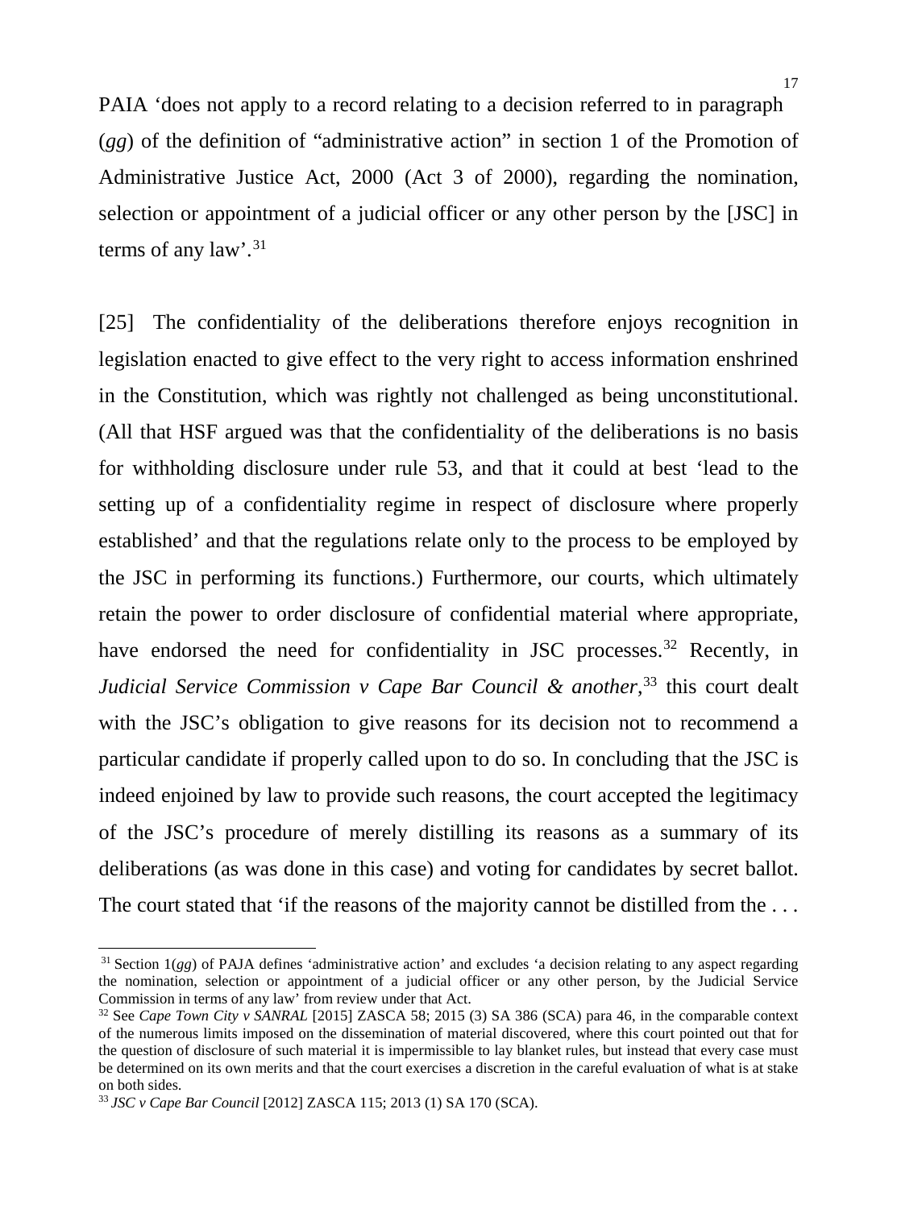PAIA 'does not apply to a record relating to a decision referred to in paragraph (*gg*) of the definition of "administrative action" in section 1 of the Promotion of Administrative Justice Act, 2000 (Act 3 of 2000), regarding the nomination, selection or appointment of a judicial officer or any other person by the [JSC] in terms of any law'.[31]

[25] The confidentiality of the deliberations therefore enjoys recognition in legislation enacted to give effect to the very right to access information enshrined in the Constitution, which was rightly not challenged as being unconstitutional. (All that HSF argued was that the confidentiality of the deliberations is no basis for withholding disclosure under rule 53, and that it could at best 'lead to the setting up of a confidentiality regime in respect of disclosure where properly established' and that the regulations relate only to the process to be employed by the JSC in performing its functions.) Furthermore, our courts, which ultimately retain the power to order disclosure of confidential material where appropriate, have endorsed the need for confidentiality in JSC processes.[32] Recently, in *Judicial Service Commission v Cape Bar Council & another*,[33] this court dealt with the JSC's obligation to give reasons for its decision not to recommend a particular candidate if properly called upon to do so. In concluding that the JSC is indeed enjoined by law to provide such reasons, the court accepted the legitimacy of the JSC's procedure of merely distilling its reasons as a summary of its deliberations (as was done in this case) and voting for candidates by secret ballot. The court stated that 'if the reasons of the majority cannot be distilled from the . . .

---

[31] Section 1(*gg*) of PAJA defines 'administrative action' and excludes 'a decision relating to any aspect regarding the nomination, selection or appointment of a judicial officer or any other person, by the Judicial Service Commission in terms of any law' from review under that Act.

[32] See *Cape Town City v SANRAL* [2015] ZASCA 58; 2015 (3) SA 386 (SCA) para 46, in the comparable context of the numerous limits imposed on the dissemination of material discovered, where this court pointed out that for the question of disclosure of such material it is impermissible to lay blanket rules, but instead that every case must be determined on its own merits and that the court exercises a discretion in the careful evaluation of what is at stake on both sides.

[33] *JSC v Cape Bar Council* [2012] ZASCA 115; 2013 (1) SA 170 (SCA).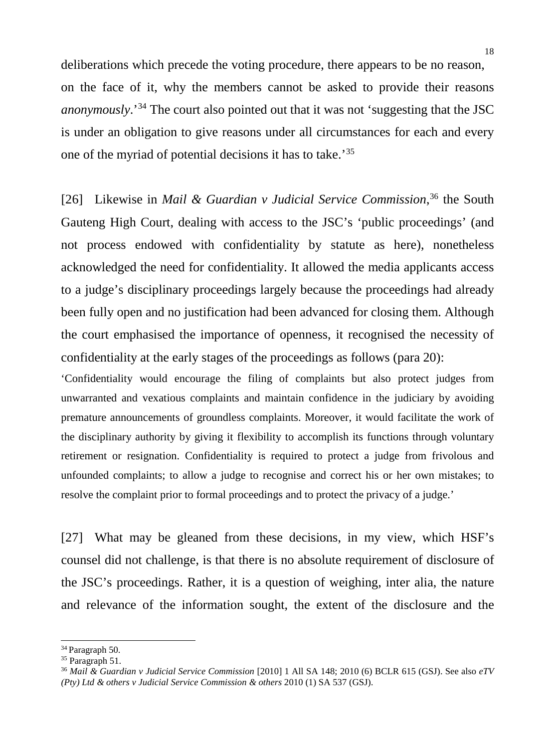deliberations which precede the voting procedure, there appears to be no reason, on the face of it, why the members cannot be asked to provide their reasons *anonymously*.'[34] The court also pointed out that it was not 'suggesting that the JSC is under an obligation to give reasons under all circumstances for each and every one of the myriad of potential decisions it has to take.'[35]

[26] Likewise in *Mail & Guardian v Judicial Service Commission*,[36] the South Gauteng High Court, dealing with access to the JSC's 'public proceedings' (and not process endowed with confidentiality by statute as here), nonetheless acknowledged the need for confidentiality. It allowed the media applicants access to a judge's disciplinary proceedings largely because the proceedings had already been fully open and no justification had been advanced for closing them. Although the court emphasised the importance of openness, it recognised the necessity of confidentiality at the early stages of the proceedings as follows (para 20):

'Confidentiality would encourage the filing of complaints but also protect judges from unwarranted and vexatious complaints and maintain confidence in the judiciary by avoiding premature announcements of groundless complaints. Moreover, it would facilitate the work of the disciplinary authority by giving it flexibility to accomplish its functions through voluntary retirement or resignation. Confidentiality is required to protect a judge from frivolous and unfounded complaints; to allow a judge to recognise and correct his or her own mistakes; to resolve the complaint prior to formal proceedings and to protect the privacy of a judge.'

[27] What may be gleaned from these decisions, in my view, which HSF's counsel did not challenge, is that there is no absolute requirement of disclosure of the JSC's proceedings. Rather, it is a question of weighing, inter alia, the nature and relevance of the information sought, the extent of the disclosure and the

---

[34] Paragraph 50.

[35] Paragraph 51.

[36] *Mail & Guardian v Judicial Service Commission* [2010] 1 All SA 148; 2010 (6) BCLR 615 (GSJ). See also *eTV (Pty) Ltd & others v Judicial Service Commission & others* 2010 (1) SA 537 (GSJ).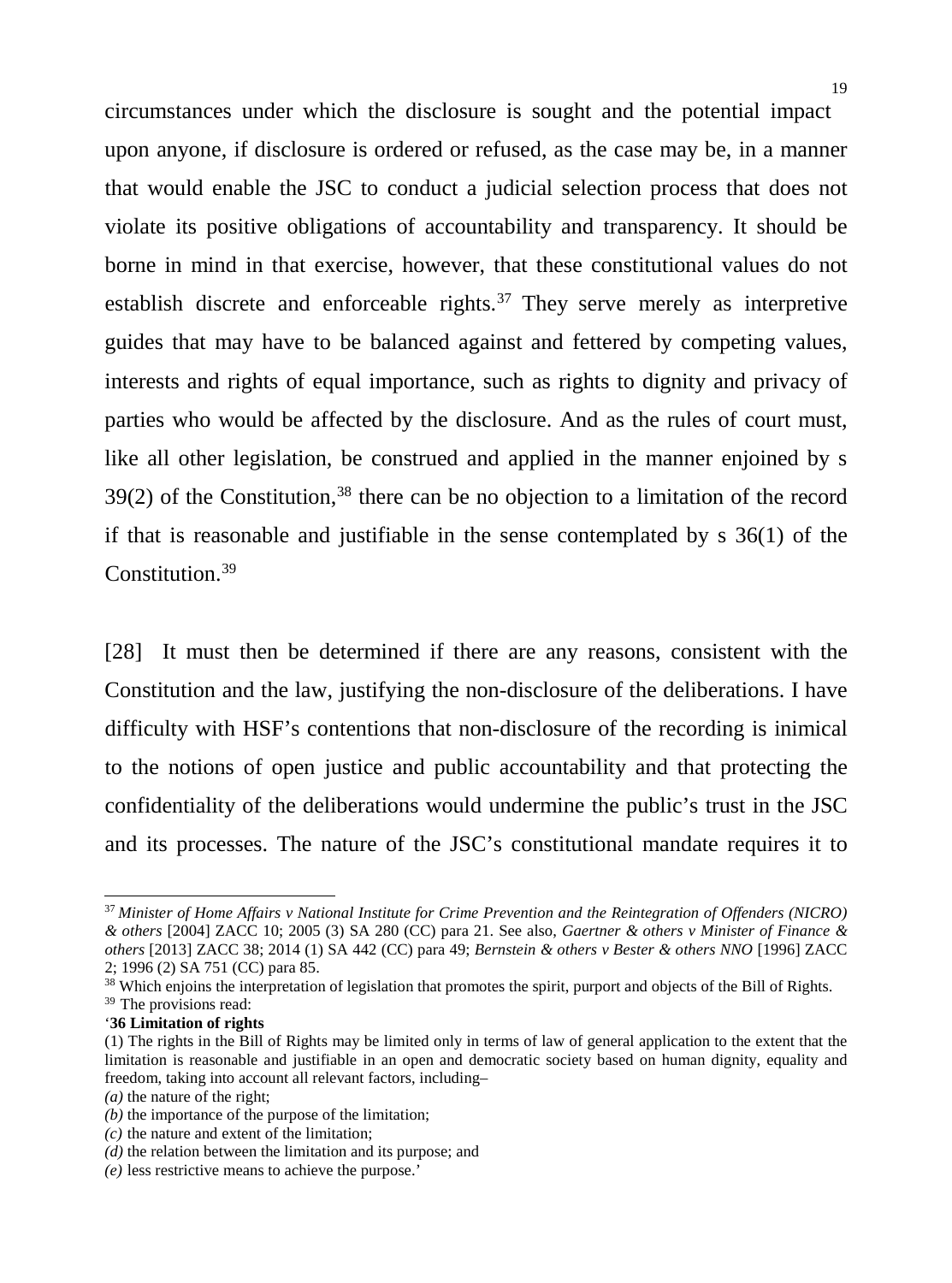circumstances under which the disclosure is sought and the potential impact upon anyone, if disclosure is ordered or refused, as the case may be, in a manner that would enable the JSC to conduct a judicial selection process that does not violate its positive obligations of accountability and transparency. It should be borne in mind in that exercise, however, that these constitutional values do not establish discrete and enforceable rights.[37] They serve merely as interpretive guides that may have to be balanced against and fettered by competing values, interests and rights of equal importance, such as rights to dignity and privacy of parties who would be affected by the disclosure. And as the rules of court must, like all other legislation, be construed and applied in the manner enjoined by s 39(2) of the Constitution,[38] there can be no objection to a limitation of the record if that is reasonable and justifiable in the sense contemplated by s 36(1) of the Constitution.[39]

[28] It must then be determined if there are any reasons, consistent with the Constitution and the law, justifying the non-disclosure of the deliberations. I have difficulty with HSF's contentions that non-disclosure of the recording is inimical to the notions of open justice and public accountability and that protecting the confidentiality of the deliberations would undermine the public's trust in the JSC and its processes. The nature of the JSC's constitutional mandate requires it to

---

[37] *Minister of Home Affairs v National Institute for Crime Prevention and the Reintegration of Offenders (NICRO) & others* [2004] ZACC 10; 2005 (3) SA 280 (CC) para 21. See also, *Gaertner & others v Minister of Finance & others* [2013] ZACC 38; 2014 (1) SA 442 (CC) para 49; *Bernstein & others v Bester & others NNO* [1996] ZACC 2; 1996 (2) SA 751 (CC) para 85.

[38] Which enjoins the interpretation of legislation that promotes the spirit, purport and objects of the Bill of Rights.

[39] The provisions read:

'**36 Limitation of rights**

(1) The rights in the Bill of Rights may be limited only in terms of law of general application to the extent that the limitation is reasonable and justifiable in an open and democratic society based on human dignity, equality and freedom, taking into account all relevant factors, including–

*(a)* the nature of the right;

*(b)* the importance of the purpose of the limitation;

*(c)* the nature and extent of the limitation;

*(d)* the relation between the limitation and its purpose; and

*(e)* less restrictive means to achieve the purpose.'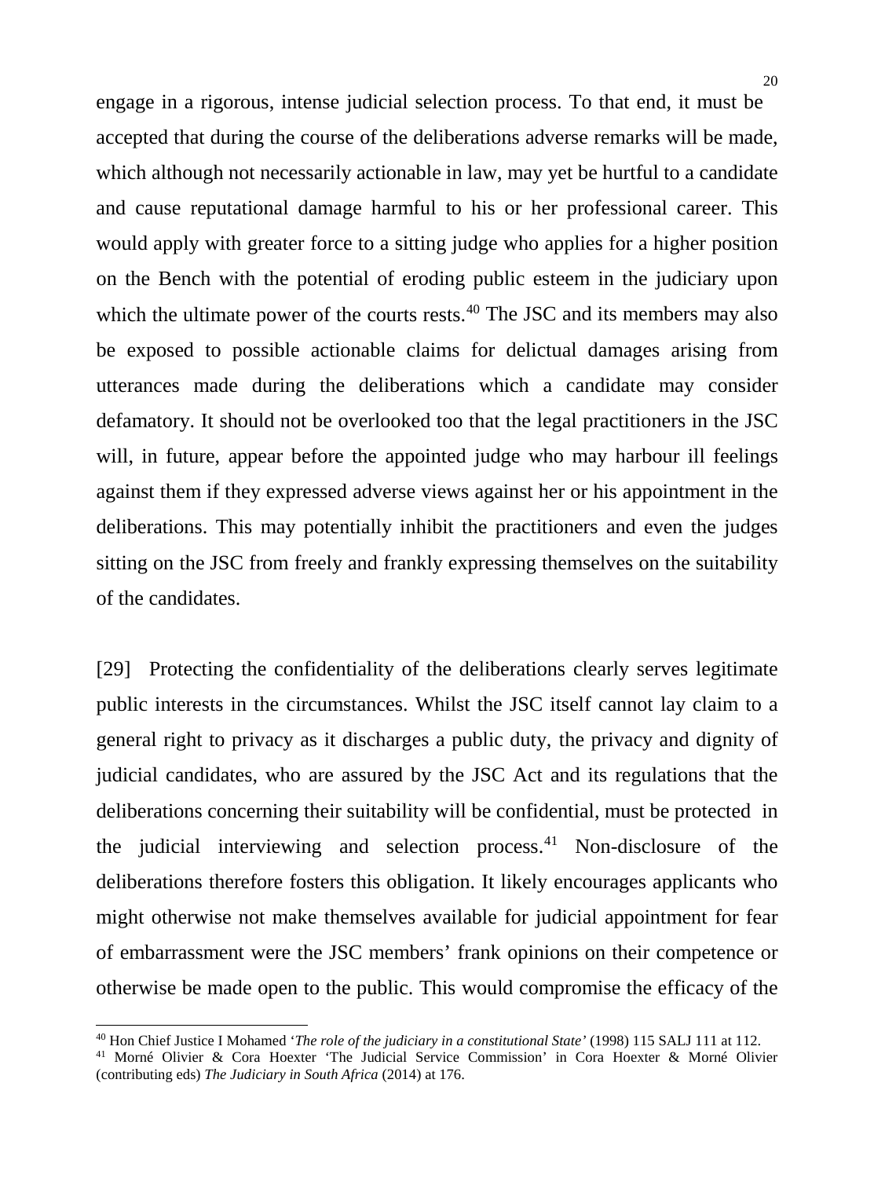engage in a rigorous, intense judicial selection process. To that end, it must be accepted that during the course of the deliberations adverse remarks will be made, which although not necessarily actionable in law, may yet be hurtful to a candidate and cause reputational damage harmful to his or her professional career. This would apply with greater force to a sitting judge who applies for a higher position on the Bench with the potential of eroding public esteem in the judiciary upon which the ultimate power of the courts rests.[40] The JSC and its members may also be exposed to possible actionable claims for delictual damages arising from utterances made during the deliberations which a candidate may consider defamatory. It should not be overlooked too that the legal practitioners in the JSC will, in future, appear before the appointed judge who may harbour ill feelings against them if they expressed adverse views against her or his appointment in the deliberations. This may potentially inhibit the practitioners and even the judges sitting on the JSC from freely and frankly expressing themselves on the suitability of the candidates.

[29] Protecting the confidentiality of the deliberations clearly serves legitimate public interests in the circumstances. Whilst the JSC itself cannot lay claim to a general right to privacy as it discharges a public duty, the privacy and dignity of judicial candidates, who are assured by the JSC Act and its regulations that the deliberations concerning their suitability will be confidential, must be protected in the judicial interviewing and selection process.[41] Non-disclosure of the deliberations therefore fosters this obligation. It likely encourages applicants who might otherwise not make themselves available for judicial appointment for fear of embarrassment were the JSC members' frank opinions on their competence or otherwise be made open to the public. This would compromise the efficacy of the

---

[40] Hon Chief Justice I Mohamed '*The role of the judiciary in a constitutional State*' (1998) 115 SALJ 111 at 112.

[41] Morné Olivier & Cora Hoexter 'The Judicial Service Commission' in Cora Hoexter & Morné Olivier (contributing eds) *The Judiciary in South Africa* (2014) at 176.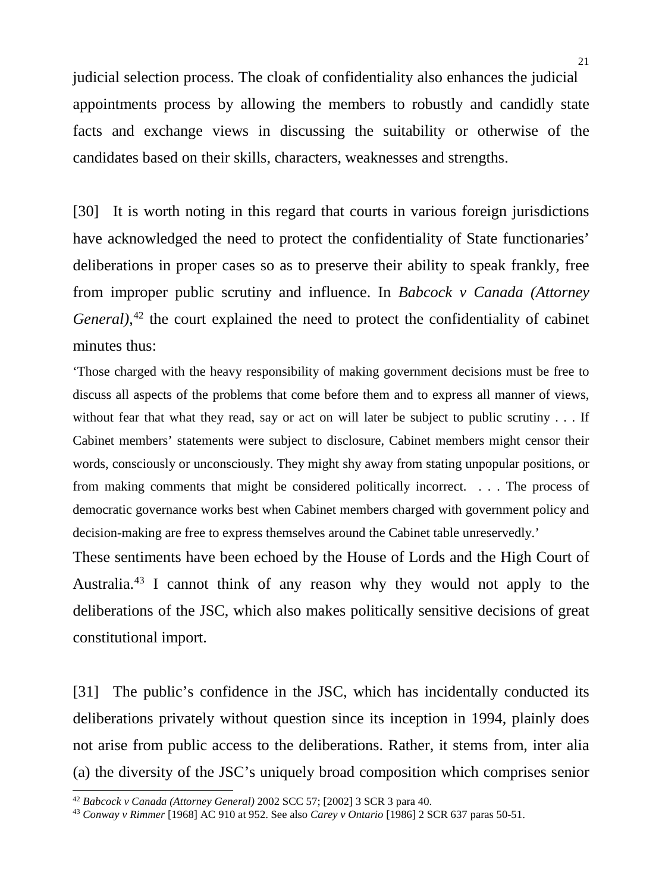judicial selection process. The cloak of confidentiality also enhances the judicial appointments process by allowing the members to robustly and candidly state facts and exchange views in discussing the suitability or otherwise of the candidates based on their skills, characters, weaknesses and strengths.

[30] It is worth noting in this regard that courts in various foreign jurisdictions have acknowledged the need to protect the confidentiality of State functionaries' deliberations in proper cases so as to preserve their ability to speak frankly, free from improper public scrutiny and influence. In *Babcock v Canada (Attorney General)*,[42] the court explained the need to protect the confidentiality of cabinet minutes thus:

> 'Those charged with the heavy responsibility of making government decisions must be free to discuss all aspects of the problems that come before them and to express all manner of views, without fear that what they read, say or act on will later be subject to public scrutiny . . . If Cabinet members' statements were subject to disclosure, Cabinet members might censor their words, consciously or unconsciously. They might shy away from stating unpopular positions, or from making comments that might be considered politically incorrect. . . . The process of democratic governance works best when Cabinet members charged with government policy and decision-making are free to express themselves around the Cabinet table unreservedly.'

These sentiments have been echoed by the House of Lords and the High Court of Australia.[43] I cannot think of any reason why they would not apply to the deliberations of the JSC, which also makes politically sensitive decisions of great constitutional import.

[31] The public's confidence in the JSC, which has incidentally conducted its deliberations privately without question since its inception in 1994, plainly does not arise from public access to the deliberations. Rather, it stems from, inter alia (a) the diversity of the JSC's uniquely broad composition which comprises senior

---

[42] *Babcock v Canada (Attorney General)* 2002 SCC 57; [2002] 3 SCR 3 para 40.

[43] *Conway v Rimmer* [1968] AC 910 at 952. See also *Carey v Ontario* [1986] 2 SCR 637 paras 50-51.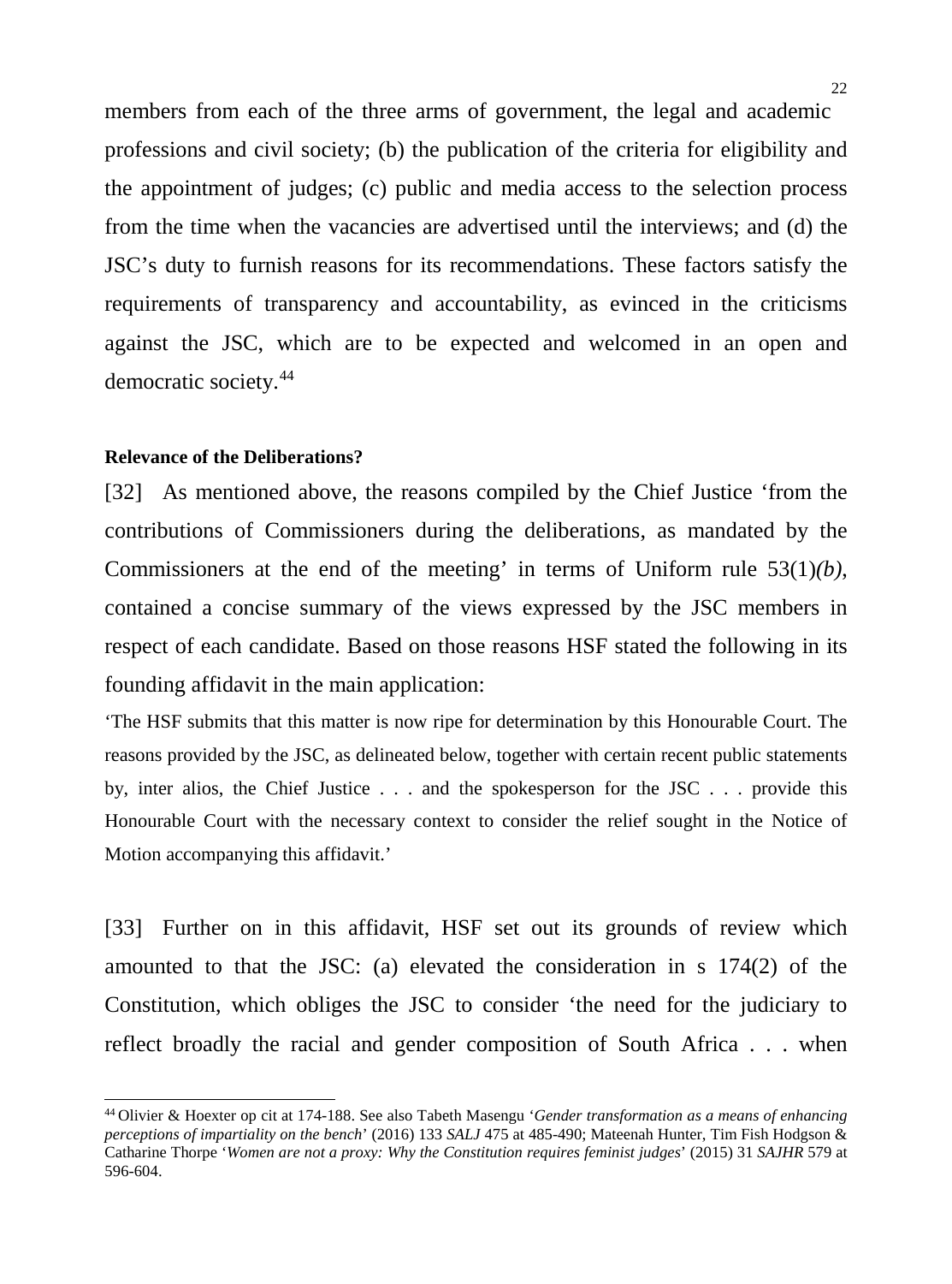members from each of the three arms of government, the legal and academic professions and civil society; (b) the publication of the criteria for eligibility and the appointment of judges; (c) public and media access to the selection process from the time when the vacancies are advertised until the interviews; and (d) the JSC's duty to furnish reasons for its recommendations. These factors satisfy the requirements of transparency and accountability, as evinced in the criticisms against the JSC, which are to be expected and welcomed in an open and democratic society.[44]

**Relevance of the Deliberations?**

[32] As mentioned above, the reasons compiled by the Chief Justice 'from the contributions of Commissioners during the deliberations, as mandated by the Commissioners at the end of the meeting' in terms of Uniform rule 53(1)*(b)*, contained a concise summary of the views expressed by the JSC members in respect of each candidate. Based on those reasons HSF stated the following in its founding affidavit in the main application:

'The HSF submits that this matter is now ripe for determination by this Honourable Court. The reasons provided by the JSC, as delineated below, together with certain recent public statements by, inter alios, the Chief Justice . . . and the spokesperson for the JSC . . . provide this Honourable Court with the necessary context to consider the relief sought in the Notice of Motion accompanying this affidavit.'

[33] Further on in this affidavit, HSF set out its grounds of review which amounted to that the JSC: (a) elevated the consideration in s 174(2) of the Constitution, which obliges the JSC to consider 'the need for the judiciary to reflect broadly the racial and gender composition of South Africa . . . when

---

[44] Olivier & Hoexter op cit at 174-188. See also Tabeth Masengu '*Gender transformation as a means of enhancing perceptions of impartiality on the bench*' (2016) 133 *SALJ* 475 at 485-490; Mateenah Hunter, Tim Fish Hodgson & Catharine Thorpe '*Women are not a proxy: Why the Constitution requires feminist judges*' (2015) 31 *SAJHR* 579 at 596-604.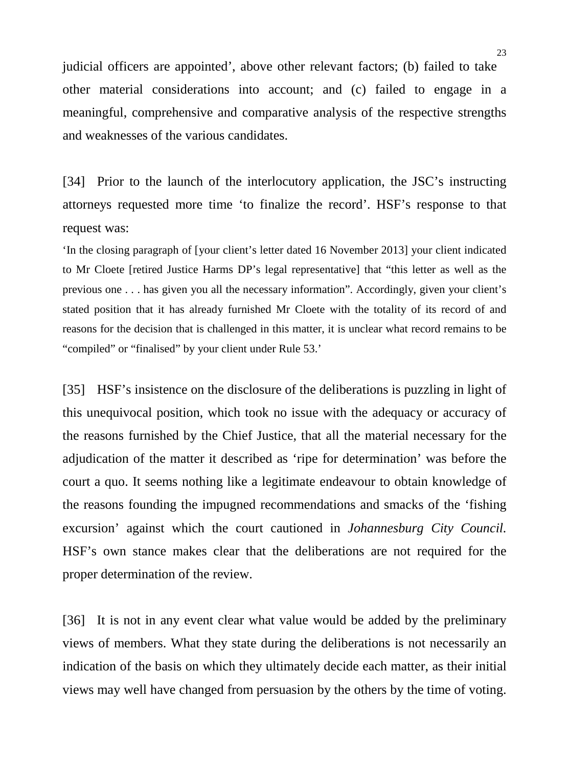judicial officers are appointed', above other relevant factors; (b) failed to take other material considerations into account; and (c) failed to engage in a meaningful, comprehensive and comparative analysis of the respective strengths and weaknesses of the various candidates.

[34] Prior to the launch of the interlocutory application, the JSC's instructing attorneys requested more time 'to finalize the record'. HSF's response to that request was:

> 'In the closing paragraph of [your client's letter dated 16 November 2013] your client indicated to Mr Cloete [retired Justice Harms DP's legal representative] that "this letter as well as the previous one . . . has given you all the necessary information". Accordingly, given your client's stated position that it has already furnished Mr Cloete with the totality of its record of and reasons for the decision that is challenged in this matter, it is unclear what record remains to be "compiled" or "finalised" by your client under Rule 53.'

[35] HSF's insistence on the disclosure of the deliberations is puzzling in light of this unequivocal position, which took no issue with the adequacy or accuracy of the reasons furnished by the Chief Justice, that all the material necessary for the adjudication of the matter it described as 'ripe for determination' was before the court a quo. It seems nothing like a legitimate endeavour to obtain knowledge of the reasons founding the impugned recommendations and smacks of the 'fishing excursion' against which the court cautioned in *Johannesburg City Council*. HSF's own stance makes clear that the deliberations are not required for the proper determination of the review.

[36] It is not in any event clear what value would be added by the preliminary views of members. What they state during the deliberations is not necessarily an indication of the basis on which they ultimately decide each matter, as their initial views may well have changed from persuasion by the others by the time of voting.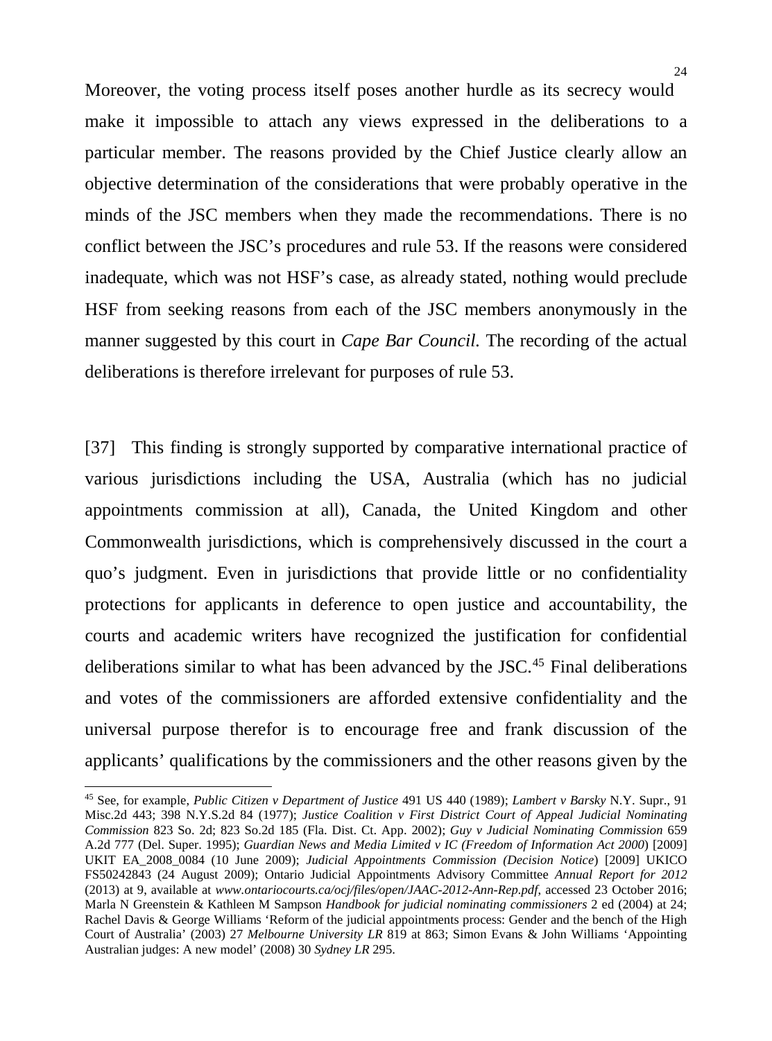Moreover, the voting process itself poses another hurdle as its secrecy would make it impossible to attach any views expressed in the deliberations to a particular member. The reasons provided by the Chief Justice clearly allow an objective determination of the considerations that were probably operative in the minds of the JSC members when they made the recommendations. There is no conflict between the JSC's procedures and rule 53. If the reasons were considered inadequate, which was not HSF's case, as already stated, nothing would preclude HSF from seeking reasons from each of the JSC members anonymously in the manner suggested by this court in *Cape Bar Council.* The recording of the actual deliberations is therefore irrelevant for purposes of rule 53.

[37] This finding is strongly supported by comparative international practice of various jurisdictions including the USA, Australia (which has no judicial appointments commission at all), Canada, the United Kingdom and other Commonwealth jurisdictions, which is comprehensively discussed in the court a quo's judgment. Even in jurisdictions that provide little or no confidentiality protections for applicants in deference to open justice and accountability, the courts and academic writers have recognized the justification for confidential deliberations similar to what has been advanced by the JSC.[45] Final deliberations and votes of the commissioners are afforded extensive confidentiality and the universal purpose therefor is to encourage free and frank discussion of the applicants' qualifications by the commissioners and the other reasons given by the

---

[45] See, for example, *Public Citizen v Department of Justice* 491 US 440 (1989); *Lambert v Barsky* N.Y. Supr., 91 Misc.2d 443; 398 N.Y.S.2d 84 (1977); *Justice Coalition v First District Court of Appeal Judicial Nominating Commission* 823 So. 2d; 823 So.2d 185 (Fla. Dist. Ct. App. 2002); *Guy v Judicial Nominating Commission* 659 A.2d 777 (Del. Super. 1995); *Guardian News and Media Limited v IC (Freedom of Information Act 2000*) [2009] UKIT EA_2008_0084 (10 June 2009); *Judicial Appointments Commission (Decision Notice*) [2009] UKICO FS50242843 (24 August 2009); Ontario Judicial Appointments Advisory Committee *Annual Report for 2012* (2013) at 9, available at *www.ontariocourts.ca/ocj/files/open/JAAC-2012-Ann-Rep.pdf*, accessed 23 October 2016; Marla N Greenstein & Kathleen M Sampson *Handbook for judicial nominating commissioners* 2 ed (2004) at 24; Rachel Davis & George Williams 'Reform of the judicial appointments process: Gender and the bench of the High Court of Australia' (2003) 27 *Melbourne University LR* 819 at 863; Simon Evans & John Williams 'Appointing Australian judges: A new model' (2008) 30 *Sydney LR* 295.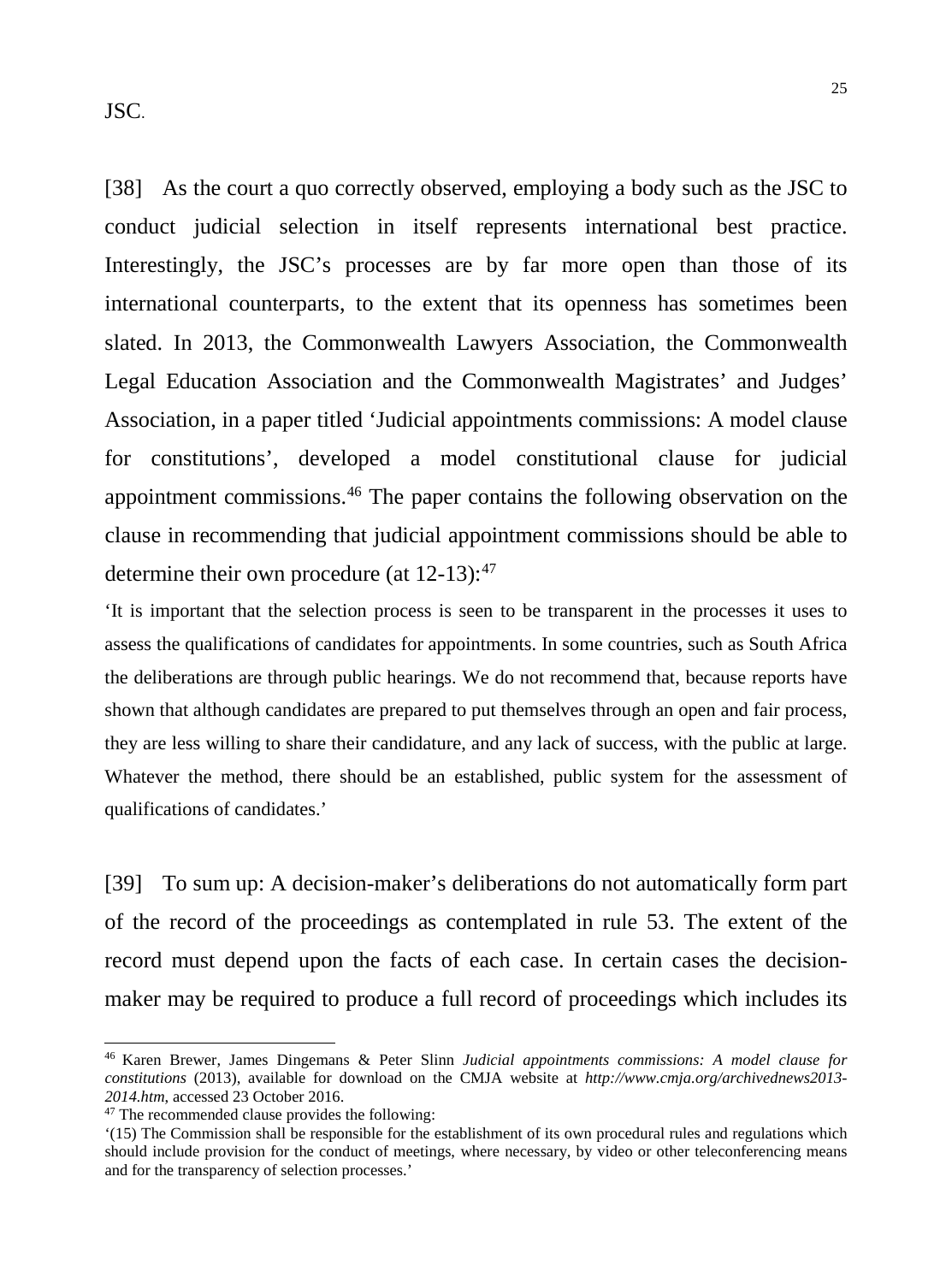JSC.

[38] As the court a quo correctly observed, employing a body such as the JSC to conduct judicial selection in itself represents international best practice. Interestingly, the JSC's processes are by far more open than those of its international counterparts, to the extent that its openness has sometimes been slated. In 2013, the Commonwealth Lawyers Association, the Commonwealth Legal Education Association and the Commonwealth Magistrates' and Judges' Association, in a paper titled 'Judicial appointments commissions: A model clause for constitutions', developed a model constitutional clause for judicial appointment commissions.[46] The paper contains the following observation on the clause in recommending that judicial appointment commissions should be able to determine their own procedure (at 12-13):[47]

> 'It is important that the selection process is seen to be transparent in the processes it uses to assess the qualifications of candidates for appointments. In some countries, such as South Africa the deliberations are through public hearings. We do not recommend that, because reports have shown that although candidates are prepared to put themselves through an open and fair process, they are less willing to share their candidature, and any lack of success, with the public at large. Whatever the method, there should be an established, public system for the assessment of qualifications of candidates.'

[39] To sum up: A decision-maker's deliberations do not automatically form part of the record of the proceedings as contemplated in rule 53. The extent of the record must depend upon the facts of each case. In certain cases the decision-maker may be required to produce a full record of proceedings which includes its

---

[46] Karen Brewer, James Dingemans & Peter Slinn *Judicial appointments commissions: A model clause for constitutions* (2013), available for download on the CMJA website at *http://www.cmja.org/archivednews2013-2014.htm*, accessed 23 October 2016.

[47] The recommended clause provides the following:

'(15) The Commission shall be responsible for the establishment of its own procedural rules and regulations which should include provision for the conduct of meetings, where necessary, by video or other teleconferencing means and for the transparency of selection processes.'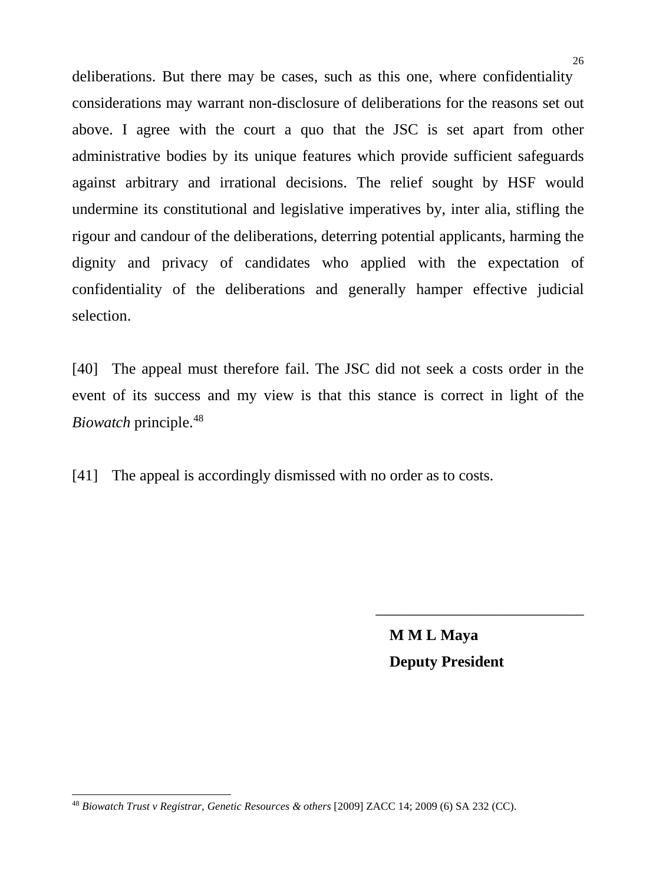deliberations. But there may be cases, such as this one, where confidentiality considerations may warrant non-disclosure of deliberations for the reasons set out above. I agree with the court a quo that the JSC is set apart from other administrative bodies by its unique features which provide sufficient safeguards against arbitrary and irrational decisions. The relief sought by HSF would undermine its constitutional and legislative imperatives by, inter alia, stifling the rigour and candour of the deliberations, deterring potential applicants, harming the dignity and privacy of candidates who applied with the expectation of confidentiality of the deliberations and generally hamper effective judicial selection.

[40] The appeal must therefore fail. The JSC did not seek a costs order in the event of its success and my view is that this stance is correct in light of the *Biowatch* principle.[48]

[41] The appeal is accordingly dismissed with no order as to costs.

\_\_\_\_\_\_\_\_\_\_\_\_\_\_\_\_\_\_\_\_\_\_\_\_\_\_\_\_

**M M L Maya**

**Deputy President**

---

[48] *Biowatch Trust v Registrar, Genetic Resources & others* [2009] ZACC 14; 2009 (6) SA 232 (CC).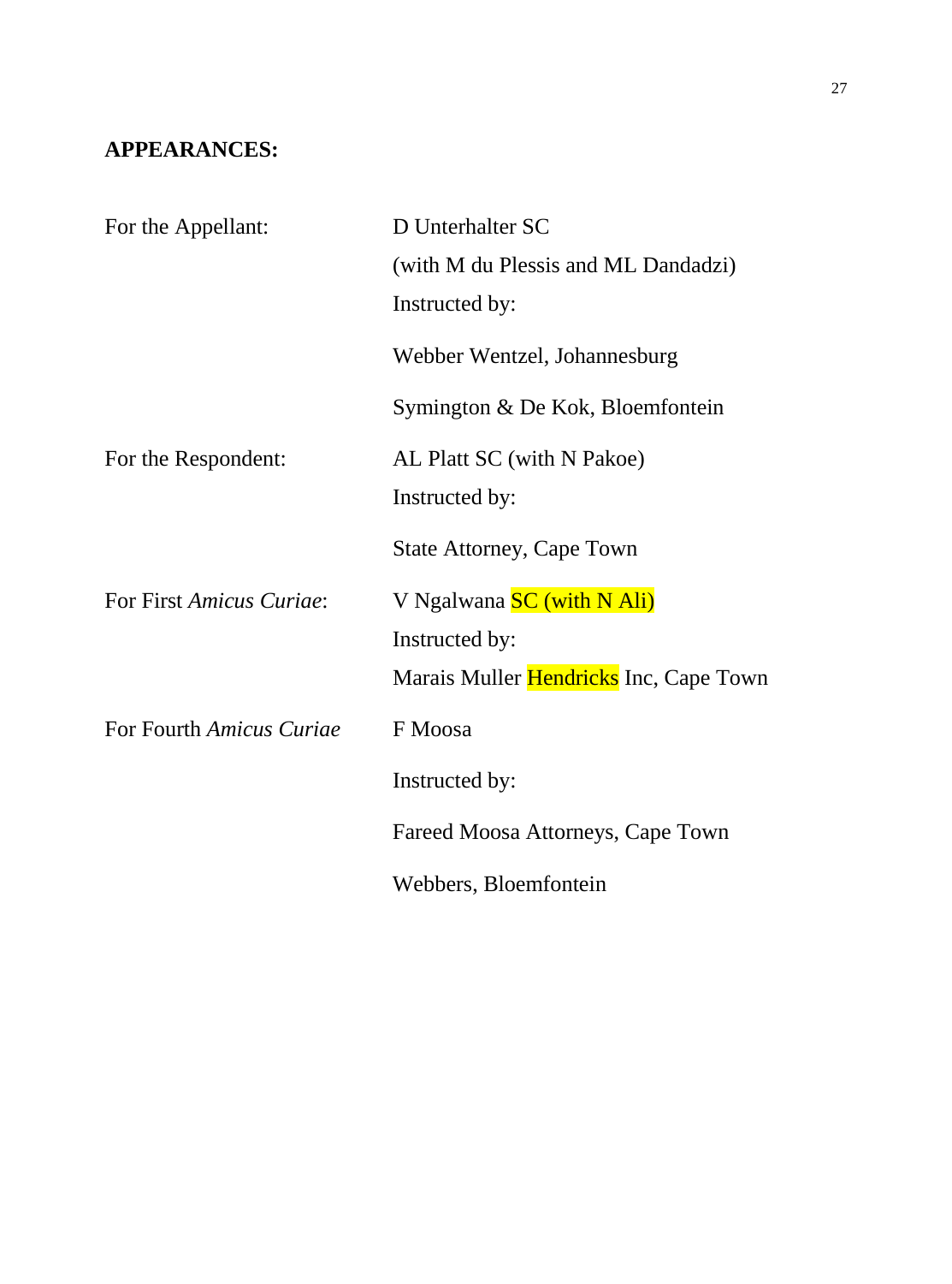**APPEARANCES:**

| | |
|---|---|
| For the Appellant: | D Unterhalter SC |
| | (with M du Plessis and ML Dandadzi) |
| | Instructed by: |
| | Webber Wentzel, Johannesburg |
| | Symington & De Kok, Bloemfontein |
| For the Respondent: | AL Platt SC (with N Pakoe) |
| | Instructed by: |
| | State Attorney, Cape Town |
| For First *Amicus Curiae*: | V Ngalwana SC (with N Ali) |
| | Instructed by: |
| | Marais Muller Hendricks Inc, Cape Town |
| For Fourth *Amicus Curiae* | F Moosa |
| | Instructed by: |
| | Fareed Moosa Attorneys, Cape Town |
| | Webbers, Bloemfontein |